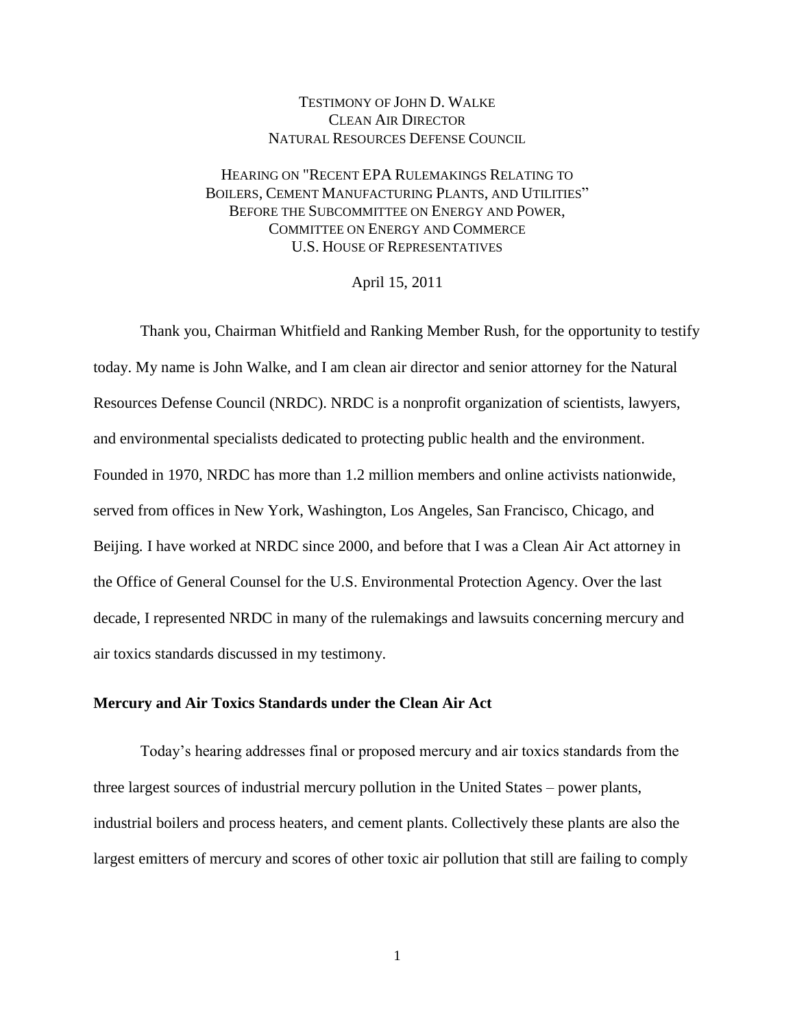TESTIMONY OF JOHN D. WALKE
CLEAN AIR DIRECTOR
NATURAL RESOURCES DEFENSE COUNCIL

HEARING ON "RECENT EPA RULEMAKINGS RELATING TO BOILERS, CEMENT MANUFACTURING PLANTS, AND UTILITIES"
BEFORE THE SUBCOMMITTEE ON ENERGY AND POWER,
COMMITTEE ON ENERGY AND COMMERCE
U.S. HOUSE OF REPRESENTATIVES

April 15, 2011

Thank you, Chairman Whitfield and Ranking Member Rush, for the opportunity to testify today. My name is John Walke, and I am clean air director and senior attorney for the Natural Resources Defense Council (NRDC). NRDC is a nonprofit organization of scientists, lawyers, and environmental specialists dedicated to protecting public health and the environment. Founded in 1970, NRDC has more than 1.2 million members and online activists nationwide, served from offices in New York, Washington, Los Angeles, San Francisco, Chicago, and Beijing. I have worked at NRDC since 2000, and before that I was a Clean Air Act attorney in the Office of General Counsel for the U.S. Environmental Protection Agency. Over the last decade, I represented NRDC in many of the rulemakings and lawsuits concerning mercury and air toxics standards discussed in my testimony.

**Mercury and Air Toxics Standards under the Clean Air Act**

Today's hearing addresses final or proposed mercury and air toxics standards from the three largest sources of industrial mercury pollution in the United States – power plants, industrial boilers and process heaters, and cement plants. Collectively these plants are also the largest emitters of mercury and scores of other toxic air pollution that still are failing to comply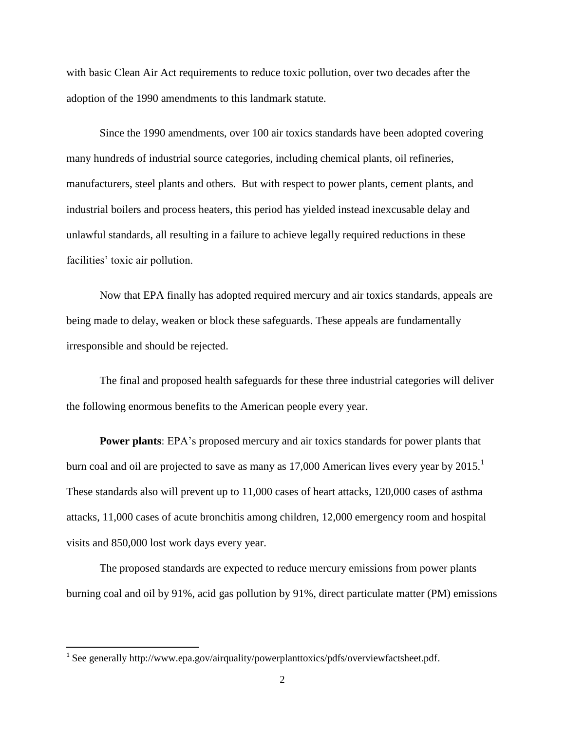with basic Clean Air Act requirements to reduce toxic pollution, over two decades after the adoption of the 1990 amendments to this landmark statute.

Since the 1990 amendments, over 100 air toxics standards have been adopted covering many hundreds of industrial source categories, including chemical plants, oil refineries, manufacturers, steel plants and others. But with respect to power plants, cement plants, and industrial boilers and process heaters, this period has yielded instead inexcusable delay and unlawful standards, all resulting in a failure to achieve legally required reductions in these facilities' toxic air pollution.

Now that EPA finally has adopted required mercury and air toxics standards, appeals are being made to delay, weaken or block these safeguards. These appeals are fundamentally irresponsible and should be rejected.

The final and proposed health safeguards for these three industrial categories will deliver the following enormous benefits to the American people every year.

**Power plants**: EPA's proposed mercury and air toxics standards for power plants that burn coal and oil are projected to save as many as 17,000 American lives every year by 2015.[1] These standards also will prevent up to 11,000 cases of heart attacks, 120,000 cases of asthma attacks, 11,000 cases of acute bronchitis among children, 12,000 emergency room and hospital visits and 850,000 lost work days every year.

The proposed standards are expected to reduce mercury emissions from power plants burning coal and oil by 91%, acid gas pollution by 91%, direct particulate matter (PM) emissions

[1] See generally http://www.epa.gov/airquality/powerplanttoxics/pdfs/overviewfactsheet.pdf.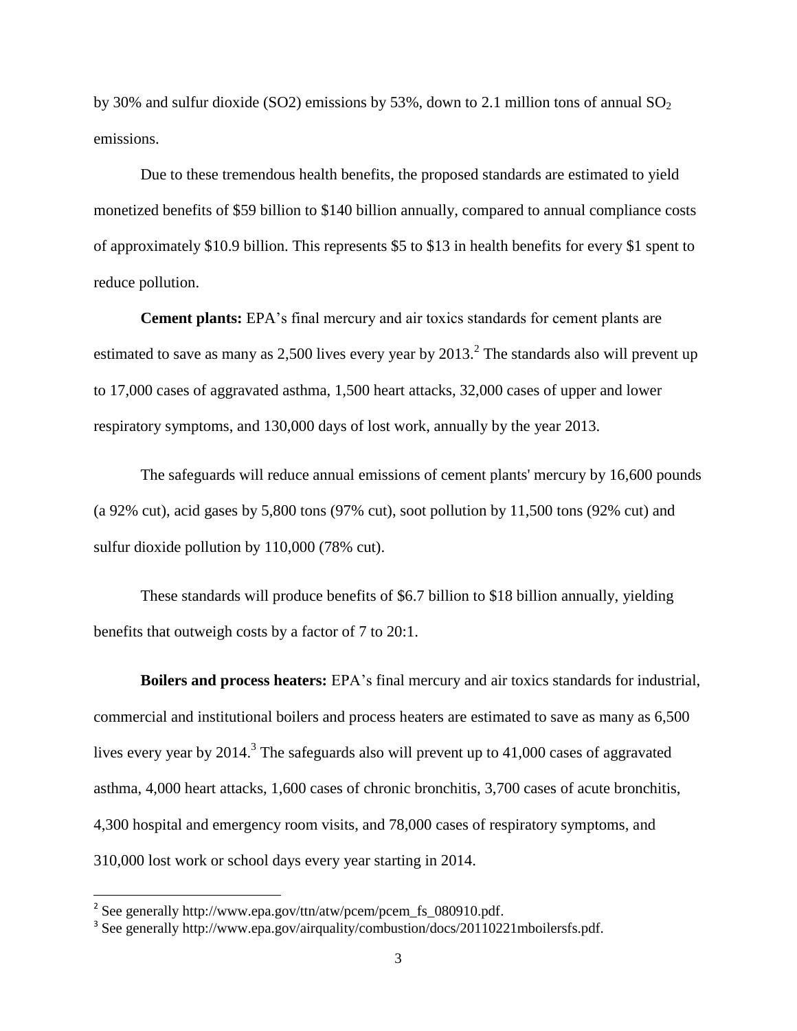by 30% and sulfur dioxide (SO2) emissions by 53%, down to 2.1 million tons of annual $SO_2$ emissions.

Due to these tremendous health benefits, the proposed standards are estimated to yield monetized benefits of \$59 billion to \$140 billion annually, compared to annual compliance costs of approximately \$10.9 billion. This represents \$5 to \$13 in health benefits for every \$1 spent to reduce pollution.

**Cement plants:** EPA's final mercury and air toxics standards for cement plants are estimated to save as many as 2,500 lives every year by 2013.[2] The standards also will prevent up to 17,000 cases of aggravated asthma, 1,500 heart attacks, 32,000 cases of upper and lower respiratory symptoms, and 130,000 days of lost work, annually by the year 2013.

The safeguards will reduce annual emissions of cement plants' mercury by 16,600 pounds (a 92% cut), acid gases by 5,800 tons (97% cut), soot pollution by 11,500 tons (92% cut) and sulfur dioxide pollution by 110,000 (78% cut).

These standards will produce benefits of \$6.7 billion to \$18 billion annually, yielding benefits that outweigh costs by a factor of 7 to 20:1.

**Boilers and process heaters:** EPA's final mercury and air toxics standards for industrial, commercial and institutional boilers and process heaters are estimated to save as many as 6,500 lives every year by 2014.[3] The safeguards also will prevent up to 41,000 cases of aggravated asthma, 4,000 heart attacks, 1,600 cases of chronic bronchitis, 3,700 cases of acute bronchitis, 4,300 hospital and emergency room visits, and 78,000 cases of respiratory symptoms, and 310,000 lost work or school days every year starting in 2014.

---

[2] See generally http://www.epa.gov/ttn/atw/pcem/pcem_fs_080910.pdf.

[3] See generally http://www.epa.gov/airquality/combustion/docs/20110221mboilersfs.pdf.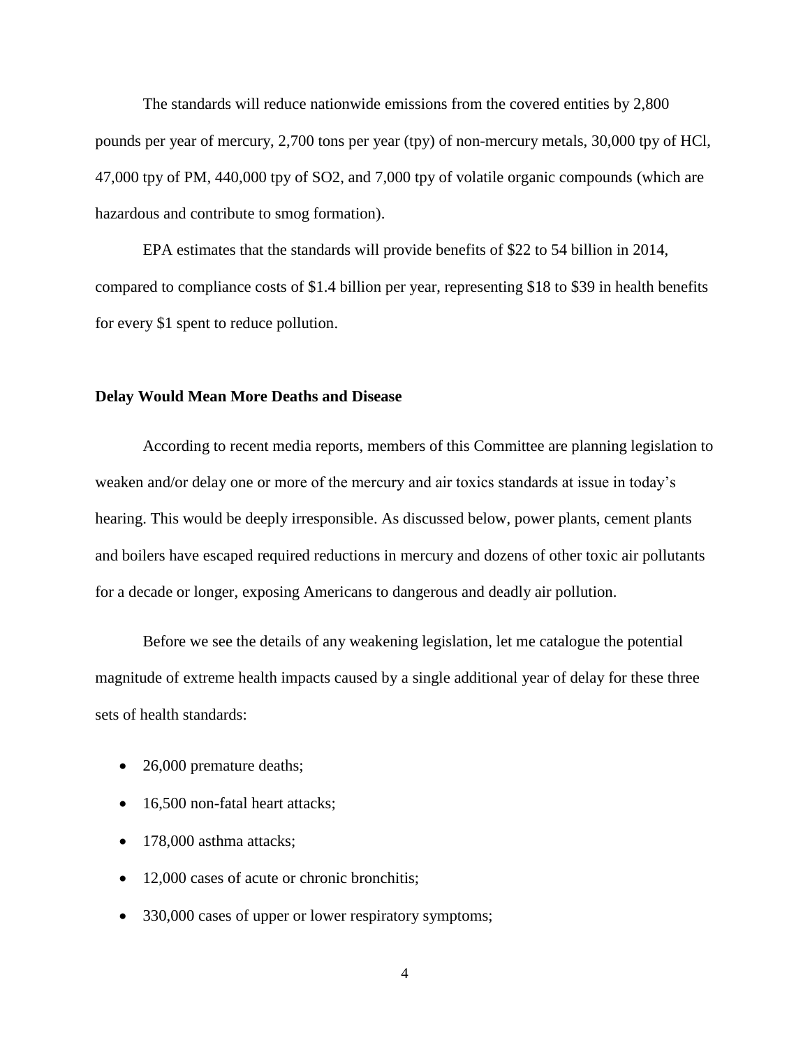The standards will reduce nationwide emissions from the covered entities by 2,800 pounds per year of mercury, 2,700 tons per year (tpy) of non-mercury metals, 30,000 tpy of HCl, 47,000 tpy of PM, 440,000 tpy of $SO_2$, and 7,000 tpy of volatile organic compounds (which are hazardous and contribute to smog formation).

EPA estimates that the standards will provide benefits of $22 to 54 billion in 2014, compared to compliance costs of $1.4 billion per year, representing $18 to $39 in health benefits for every $1 spent to reduce pollution.

**Delay Would Mean More Deaths and Disease**

According to recent media reports, members of this Committee are planning legislation to weaken and/or delay one or more of the mercury and air toxics standards at issue in today's hearing. This would be deeply irresponsible. As discussed below, power plants, cement plants and boilers have escaped required reductions in mercury and dozens of other toxic air pollutants for a decade or longer, exposing Americans to dangerous and deadly air pollution.

Before we see the details of any weakening legislation, let me catalogue the potential magnitude of extreme health impacts caused by a single additional year of delay for these three sets of health standards:

- 26,000 premature deaths;
- 16,500 non-fatal heart attacks;
- 178,000 asthma attacks;
- 12,000 cases of acute or chronic bronchitis;
- 330,000 cases of upper or lower respiratory symptoms;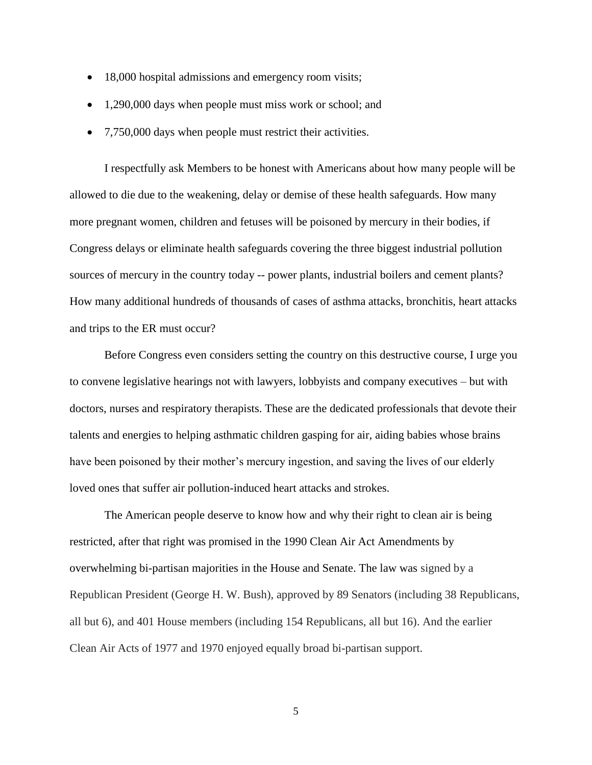- 18,000 hospital admissions and emergency room visits;
- 1,290,000 days when people must miss work or school; and
- 7,750,000 days when people must restrict their activities.

I respectfully ask Members to be honest with Americans about how many people will be allowed to die due to the weakening, delay or demise of these health safeguards. How many more pregnant women, children and fetuses will be poisoned by mercury in their bodies, if Congress delays or eliminate health safeguards covering the three biggest industrial pollution sources of mercury in the country today -- power plants, industrial boilers and cement plants? How many additional hundreds of thousands of cases of asthma attacks, bronchitis, heart attacks and trips to the ER must occur?

Before Congress even considers setting the country on this destructive course, I urge you to convene legislative hearings not with lawyers, lobbyists and company executives – but with doctors, nurses and respiratory therapists. These are the dedicated professionals that devote their talents and energies to helping asthmatic children gasping for air, aiding babies whose brains have been poisoned by their mother's mercury ingestion, and saving the lives of our elderly loved ones that suffer air pollution-induced heart attacks and strokes.

The American people deserve to know how and why their right to clean air is being restricted, after that right was promised in the 1990 Clean Air Act Amendments by overwhelming bi-partisan majorities in the House and Senate. The law was signed by a Republican President (George H. W. Bush), approved by 89 Senators (including 38 Republicans, all but 6), and 401 House members (including 154 Republicans, all but 16). And the earlier Clean Air Acts of 1977 and 1970 enjoyed equally broad bi-partisan support.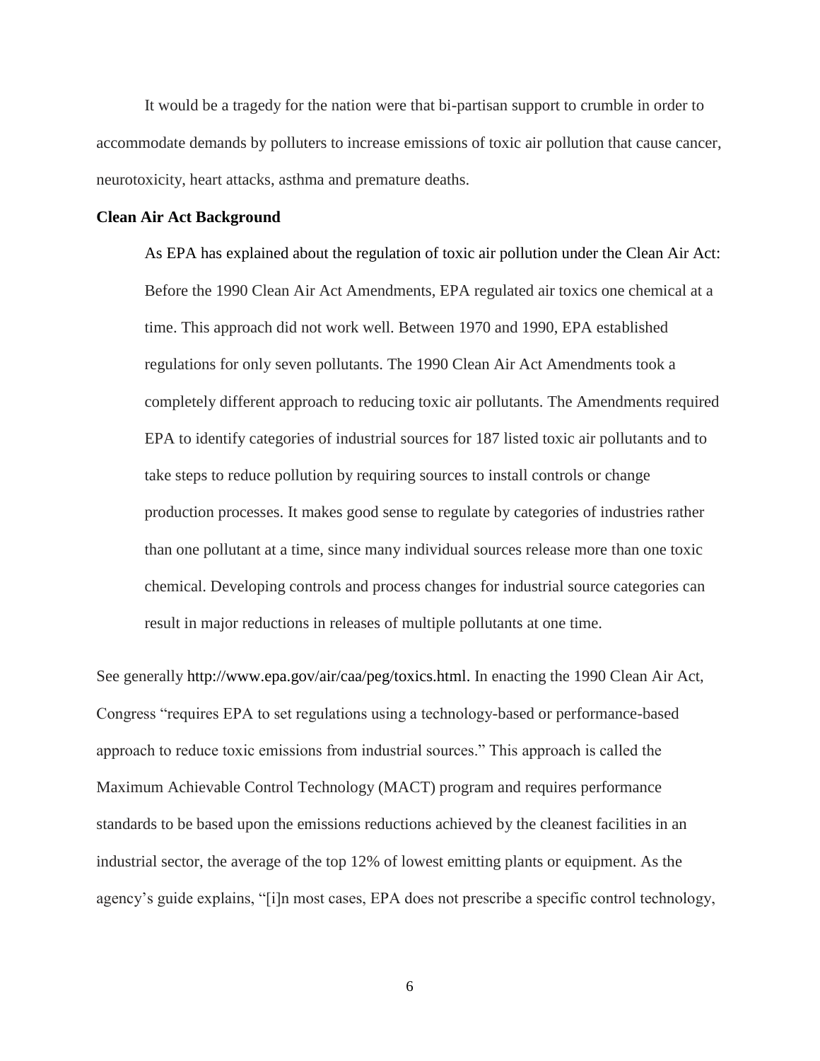It would be a tragedy for the nation were that bi-partisan support to crumble in order to accommodate demands by polluters to increase emissions of toxic air pollution that cause cancer, neurotoxicity, heart attacks, asthma and premature deaths.

**Clean Air Act Background**

> As EPA has explained about the regulation of toxic air pollution under the Clean Air Act: Before the 1990 Clean Air Act Amendments, EPA regulated air toxics one chemical at a time. This approach did not work well. Between 1970 and 1990, EPA established regulations for only seven pollutants. The 1990 Clean Air Act Amendments took a completely different approach to reducing toxic air pollutants. The Amendments required EPA to identify categories of industrial sources for 187 listed toxic air pollutants and to take steps to reduce pollution by requiring sources to install controls or change production processes. It makes good sense to regulate by categories of industries rather than one pollutant at a time, since many individual sources release more than one toxic chemical. Developing controls and process changes for industrial source categories can result in major reductions in releases of multiple pollutants at one time.

See generally http://www.epa.gov/air/caa/peg/toxics.html. In enacting the 1990 Clean Air Act, Congress "requires EPA to set regulations using a technology-based or performance-based approach to reduce toxic emissions from industrial sources." This approach is called the Maximum Achievable Control Technology (MACT) program and requires performance standards to be based upon the emissions reductions achieved by the cleanest facilities in an industrial sector, the average of the top 12% of lowest emitting plants or equipment. As the agency's guide explains, "[i]n most cases, EPA does not prescribe a specific control technology,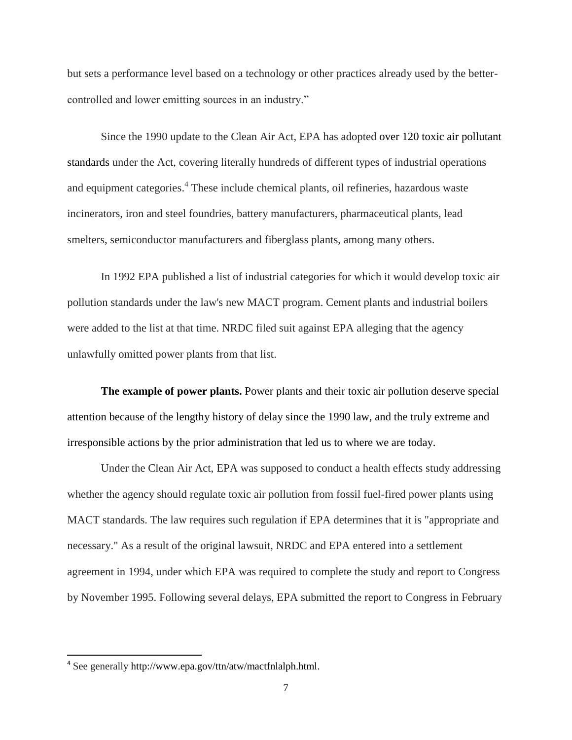but sets a performance level based on a technology or other practices already used by the better-controlled and lower emitting sources in an industry."

Since the 1990 update to the Clean Air Act, EPA has adopted over 120 toxic air pollutant standards under the Act, covering literally hundreds of different types of industrial operations and equipment categories.[4] These include chemical plants, oil refineries, hazardous waste incinerators, iron and steel foundries, battery manufacturers, pharmaceutical plants, lead smelters, semiconductor manufacturers and fiberglass plants, among many others.

In 1992 EPA published a list of industrial categories for which it would develop toxic air pollution standards under the law's new MACT program. Cement plants and industrial boilers were added to the list at that time. NRDC filed suit against EPA alleging that the agency unlawfully omitted power plants from that list.

**The example of power plants.** Power plants and their toxic air pollution deserve special attention because of the lengthy history of delay since the 1990 law, and the truly extreme and irresponsible actions by the prior administration that led us to where we are today.

Under the Clean Air Act, EPA was supposed to conduct a health effects study addressing whether the agency should regulate toxic air pollution from fossil fuel-fired power plants using MACT standards. The law requires such regulation if EPA determines that it is "appropriate and necessary." As a result of the original lawsuit, NRDC and EPA entered into a settlement agreement in 1994, under which EPA was required to complete the study and report to Congress by November 1995. Following several delays, EPA submitted the report to Congress in February

[4] See generally http://www.epa.gov/ttn/atw/mactfnlalph.html.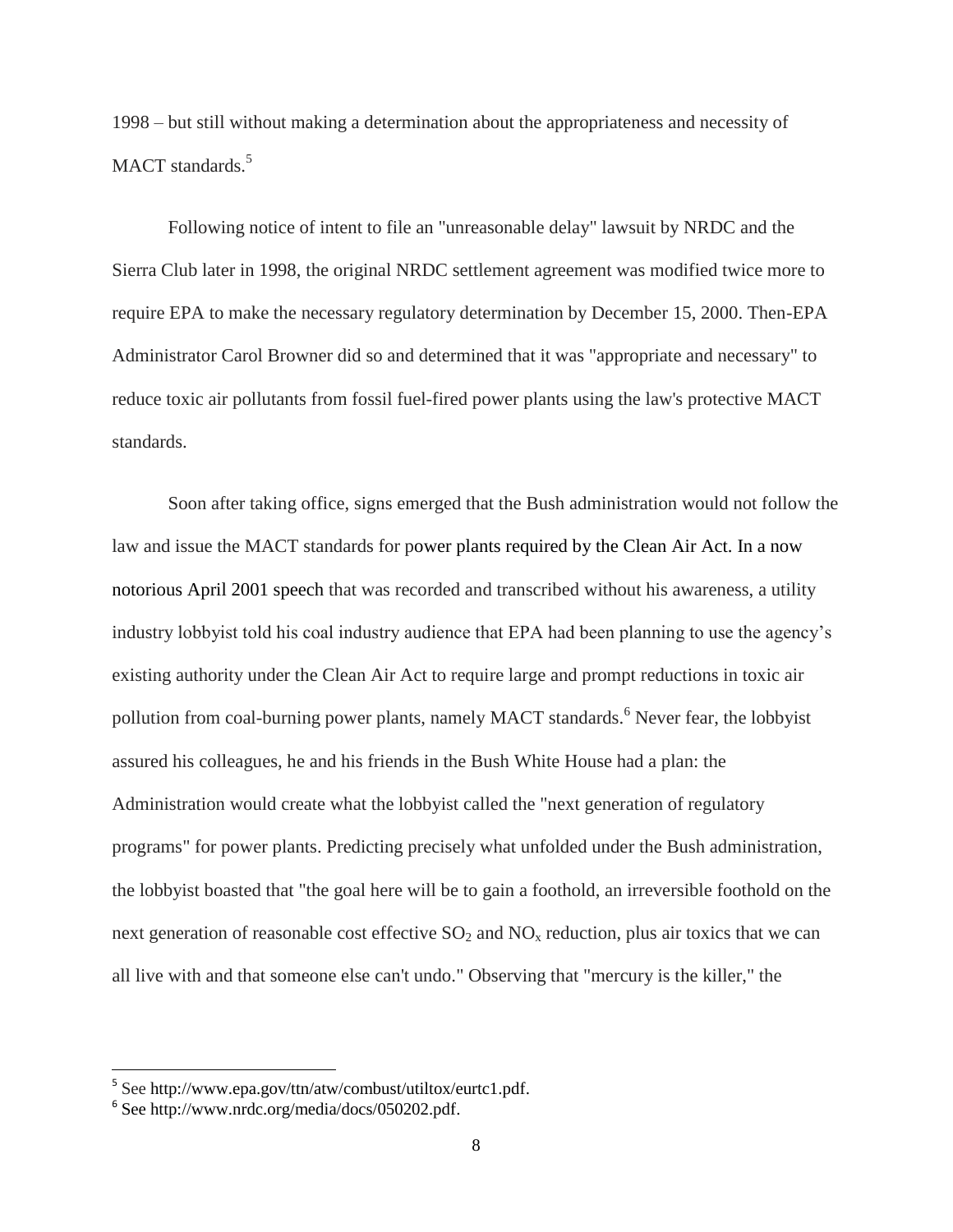1998 – but still without making a determination about the appropriateness and necessity of MACT standards.[5]

Following notice of intent to file an "unreasonable delay" lawsuit by NRDC and the Sierra Club later in 1998, the original NRDC settlement agreement was modified twice more to require EPA to make the necessary regulatory determination by December 15, 2000. Then-EPA Administrator Carol Browner did so and determined that it was "appropriate and necessary" to reduce toxic air pollutants from fossil fuel-fired power plants using the law's protective MACT standards.

Soon after taking office, signs emerged that the Bush administration would not follow the law and issue the MACT standards for power plants required by the Clean Air Act. In a now notorious April 2001 speech that was recorded and transcribed without his awareness, a utility industry lobbyist told his coal industry audience that EPA had been planning to use the agency's existing authority under the Clean Air Act to require large and prompt reductions in toxic air pollution from coal-burning power plants, namely MACT standards.[6] Never fear, the lobbyist assured his colleagues, he and his friends in the Bush White House had a plan: the Administration would create what the lobbyist called the "next generation of regulatory programs" for power plants. Predicting precisely what unfolded under the Bush administration, the lobbyist boasted that "the goal here will be to gain a foothold, an irreversible foothold on the next generation of reasonable cost effective $SO_2$ and $NO_x$ reduction, plus air toxics that we can all live with and that someone else can't undo." Observing that "mercury is the killer," the

[5] See http://www.epa.gov/ttn/atw/combust/utiltox/eurtc1.pdf.

[6] See http://www.nrdc.org/media/docs/050202.pdf.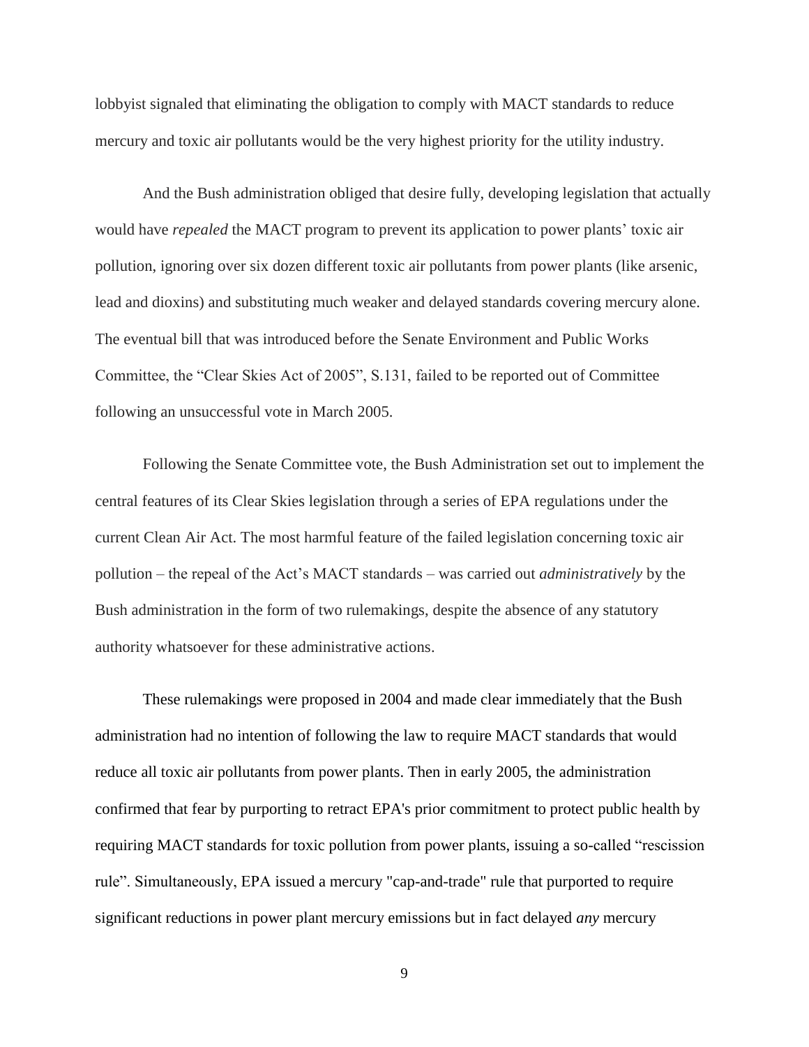lobbyist signaled that eliminating the obligation to comply with MACT standards to reduce mercury and toxic air pollutants would be the very highest priority for the utility industry.

And the Bush administration obliged that desire fully, developing legislation that actually would have *repealed* the MACT program to prevent its application to power plants' toxic air pollution, ignoring over six dozen different toxic air pollutants from power plants (like arsenic, lead and dioxins) and substituting much weaker and delayed standards covering mercury alone. The eventual bill that was introduced before the Senate Environment and Public Works Committee, the "Clear Skies Act of 2005", S.131, failed to be reported out of Committee following an unsuccessful vote in March 2005.

Following the Senate Committee vote, the Bush Administration set out to implement the central features of its Clear Skies legislation through a series of EPA regulations under the current Clean Air Act. The most harmful feature of the failed legislation concerning toxic air pollution – the repeal of the Act's MACT standards – was carried out *administratively* by the Bush administration in the form of two rulemakings, despite the absence of any statutory authority whatsoever for these administrative actions.

These rulemakings were proposed in 2004 and made clear immediately that the Bush administration had no intention of following the law to require MACT standards that would reduce all toxic air pollutants from power plants. Then in early 2005, the administration confirmed that fear by purporting to retract EPA's prior commitment to protect public health by requiring MACT standards for toxic pollution from power plants, issuing a so-called "rescission rule". Simultaneously, EPA issued a mercury "cap-and-trade" rule that purported to require significant reductions in power plant mercury emissions but in fact delayed *any* mercury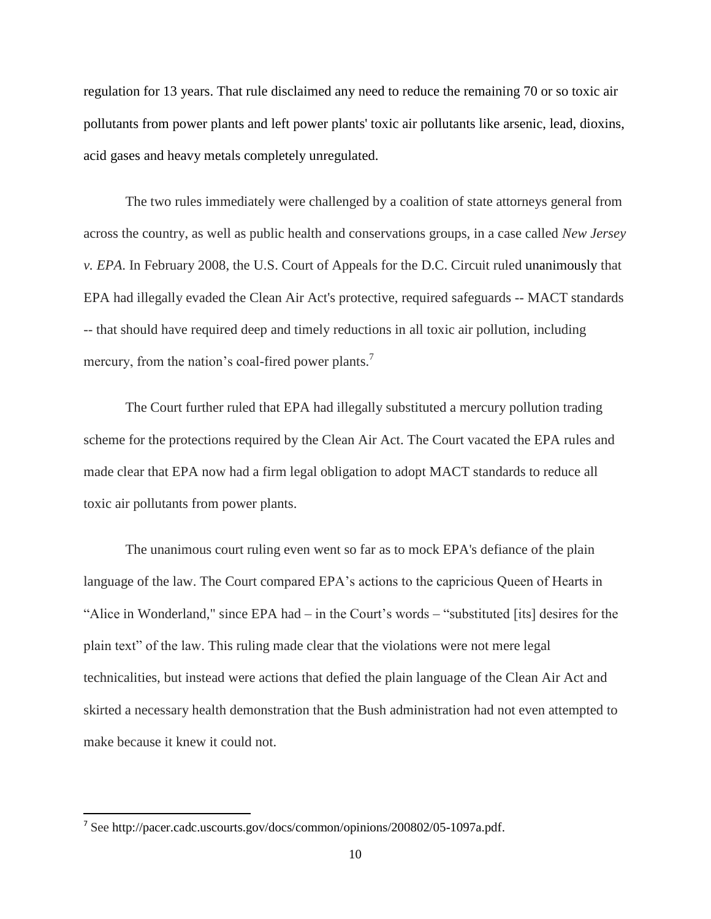regulation for 13 years. That rule disclaimed any need to reduce the remaining 70 or so toxic air pollutants from power plants and left power plants' toxic air pollutants like arsenic, lead, dioxins, acid gases and heavy metals completely unregulated.

The two rules immediately were challenged by a coalition of state attorneys general from across the country, as well as public health and conservations groups, in a case called *New Jersey v. EPA*. In February 2008, the U.S. Court of Appeals for the D.C. Circuit ruled unanimously that EPA had illegally evaded the Clean Air Act's protective, required safeguards -- MACT standards -- that should have required deep and timely reductions in all toxic air pollution, including mercury, from the nation's coal-fired power plants.[7]

The Court further ruled that EPA had illegally substituted a mercury pollution trading scheme for the protections required by the Clean Air Act. The Court vacated the EPA rules and made clear that EPA now had a firm legal obligation to adopt MACT standards to reduce all toxic air pollutants from power plants.

The unanimous court ruling even went so far as to mock EPA's defiance of the plain language of the law. The Court compared EPA's actions to the capricious Queen of Hearts in "Alice in Wonderland," since EPA had – in the Court's words – "substituted [its] desires for the plain text" of the law. This ruling made clear that the violations were not mere legal technicalities, but instead were actions that defied the plain language of the Clean Air Act and skirted a necessary health demonstration that the Bush administration had not even attempted to make because it knew it could not.

---

[7] See http://pacer.cadc.uscourts.gov/docs/common/opinions/200802/05-1097a.pdf.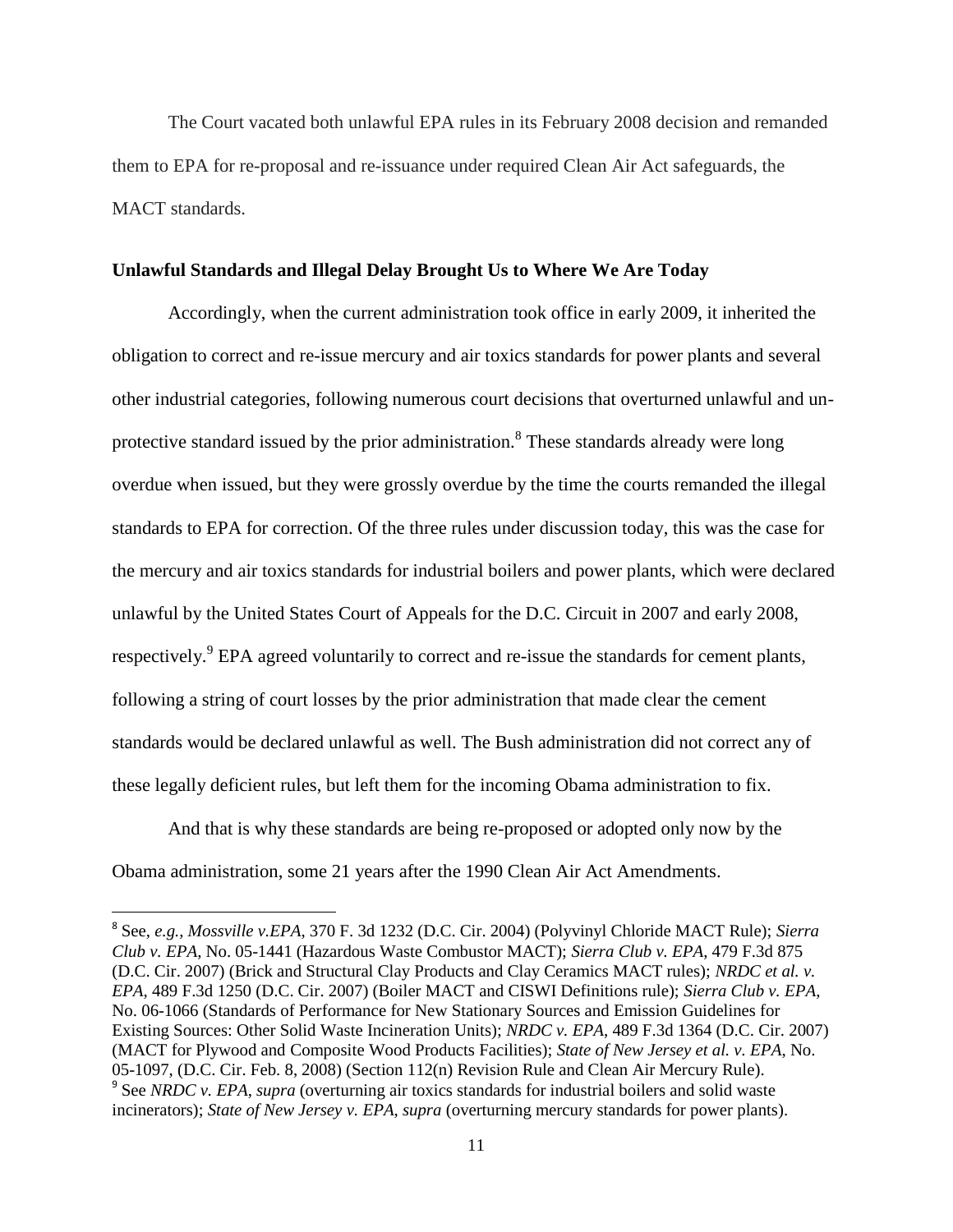The Court vacated both unlawful EPA rules in its February 2008 decision and remanded them to EPA for re-proposal and re-issuance under required Clean Air Act safeguards, the MACT standards.

**Unlawful Standards and Illegal Delay Brought Us to Where We Are Today**

Accordingly, when the current administration took office in early 2009, it inherited the obligation to correct and re-issue mercury and air toxics standards for power plants and several other industrial categories, following numerous court decisions that overturned unlawful and un-protective standard issued by the prior administration.[8] These standards already were long overdue when issued, but they were grossly overdue by the time the courts remanded the illegal standards to EPA for correction. Of the three rules under discussion today, this was the case for the mercury and air toxics standards for industrial boilers and power plants, which were declared unlawful by the United States Court of Appeals for the D.C. Circuit in 2007 and early 2008, respectively.[9] EPA agreed voluntarily to correct and re-issue the standards for cement plants, following a string of court losses by the prior administration that made clear the cement standards would be declared unlawful as well. The Bush administration did not correct any of these legally deficient rules, but left them for the incoming Obama administration to fix.

And that is why these standards are being re-proposed or adopted only now by the Obama administration, some 21 years after the 1990 Clean Air Act Amendments.

---

[8] See, *e.g.*, *Mossville v.EPA*, 370 F. 3d 1232 (D.C. Cir. 2004) (Polyvinyl Chloride MACT Rule); *Sierra Club v. EPA*, No. 05-1441 (Hazardous Waste Combustor MACT); *Sierra Club v. EPA*, 479 F.3d 875 (D.C. Cir. 2007) (Brick and Structural Clay Products and Clay Ceramics MACT rules); *NRDC et al. v. EPA*, 489 F.3d 1250 (D.C. Cir. 2007) (Boiler MACT and CISWI Definitions rule); *Sierra Club v. EPA*, No. 06-1066 (Standards of Performance for New Stationary Sources and Emission Guidelines for Existing Sources: Other Solid Waste Incineration Units); *NRDC v. EPA*, 489 F.3d 1364 (D.C. Cir. 2007) (MACT for Plywood and Composite Wood Products Facilities); *State of New Jersey et al. v. EPA*, No. 05-1097, (D.C. Cir. Feb. 8, 2008) (Section 112(n) Revision Rule and Clean Air Mercury Rule).

[9] See *NRDC v. EPA*, *supra* (overturning air toxics standards for industrial boilers and solid waste incinerators); *State of New Jersey v. EPA*, *supra* (overturning mercury standards for power plants).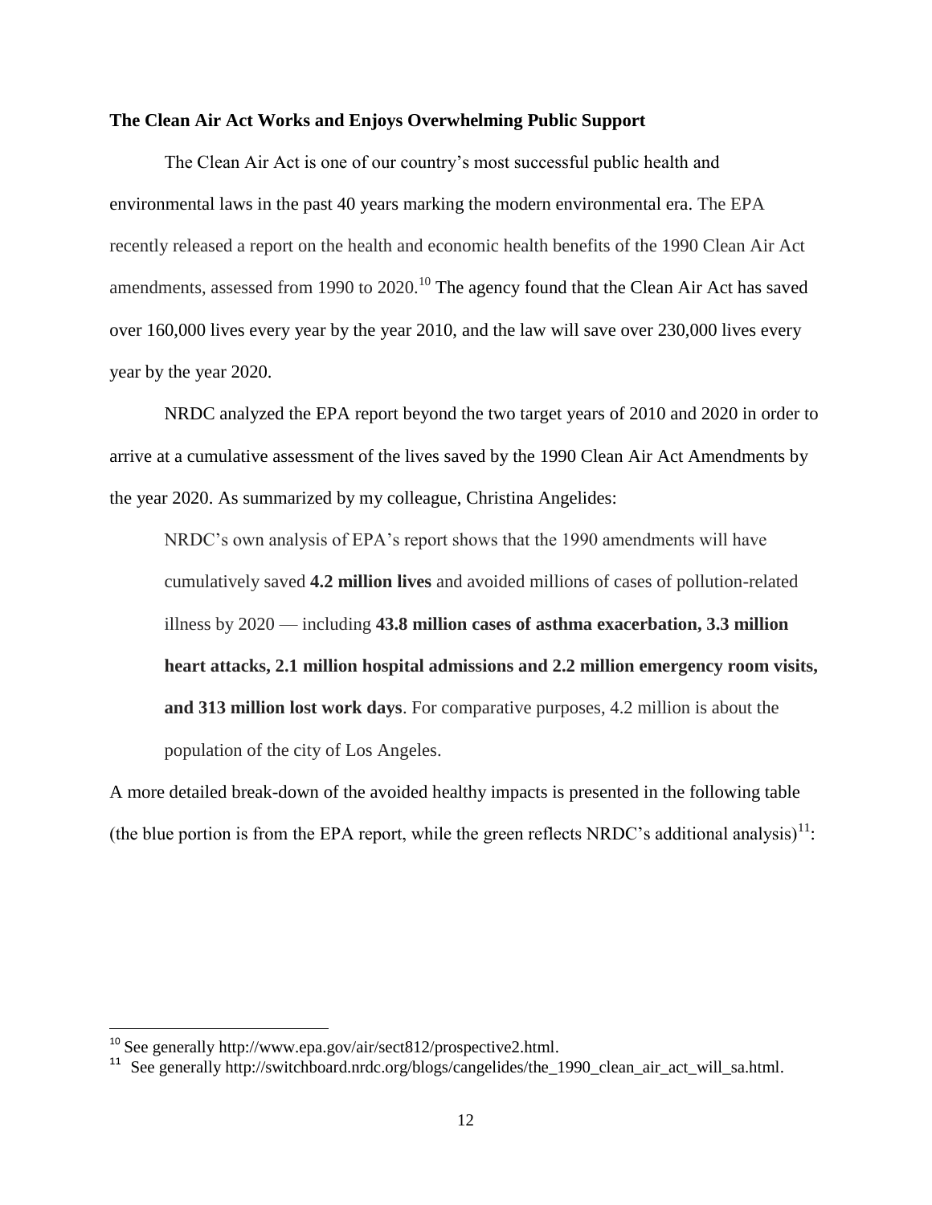**The Clean Air Act Works and Enjoys Overwhelming Public Support**

The Clean Air Act is one of our country's most successful public health and environmental laws in the past 40 years marking the modern environmental era. The EPA recently released a report on the health and economic health benefits of the 1990 Clean Air Act amendments, assessed from 1990 to 2020.[10] The agency found that the Clean Air Act has saved over 160,000 lives every year by the year 2010, and the law will save over 230,000 lives every year by the year 2020.

NRDC analyzed the EPA report beyond the two target years of 2010 and 2020 in order to arrive at a cumulative assessment of the lives saved by the 1990 Clean Air Act Amendments by the year 2020. As summarized by my colleague, Christina Angelides:

> NRDC's own analysis of EPA's report shows that the 1990 amendments will have cumulatively saved **4.2 million lives** and avoided millions of cases of pollution-related illness by 2020 — including **43.8 million cases of asthma exacerbation, 3.3 million heart attacks, 2.1 million hospital admissions and 2.2 million emergency room visits, and 313 million lost work days**. For comparative purposes, 4.2 million is about the population of the city of Los Angeles.

A more detailed break-down of the avoided healthy impacts is presented in the following table (the blue portion is from the EPA report, while the green reflects NRDC's additional analysis)[11]:

---

[10] See generally http://www.epa.gov/air/sect812/prospective2.html.

[11] See generally http://switchboard.nrdc.org/blogs/cangelides/the_1990_clean_air_act_will_sa.html.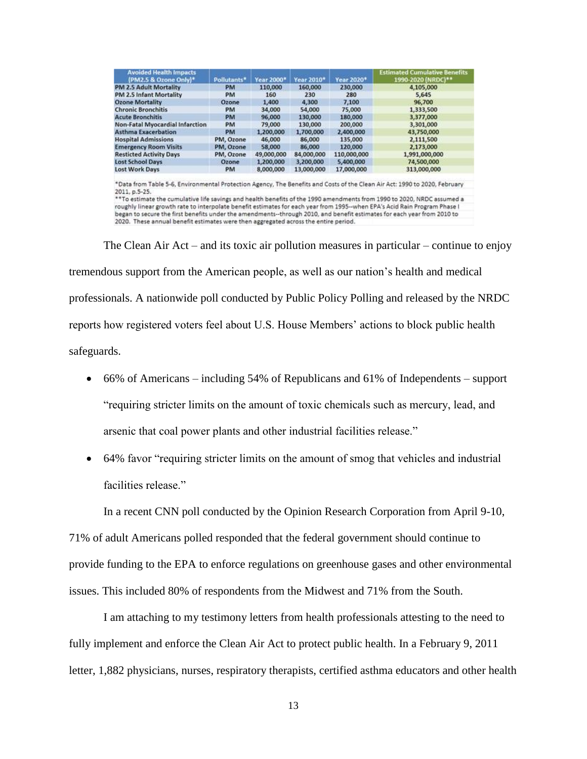| Avoided Health Impacts (PM2.5 & Ozone Only)* | Pollutants* | Year 2000* | Year 2010* | Year 2020* | Estimated Cumulative Benefits 1990-2020 (NRDC)** |
|---|---|---|---|---|---|
| PM 2.5 Adult Mortality | PM | 110,000 | 160,000 | 230,000 | 4,105,000 |
| PM 2.5 Infant Mortality | PM | 160 | 230 | 280 | 5,645 |
| Ozone Mortality | Ozone | 1,400 | 4,300 | 7,100 | 96,700 |
| Chronic Bronchitis | PM | 34,000 | 54,000 | 75,000 | 1,333,500 |
| Acute Bronchitis | PM | 96,000 | 130,000 | 180,000 | 3,377,000 |
| Non-Fatal Myocardial Infarction | PM | 79,000 | 130,000 | 200,000 | 3,301,000 |
| Asthma Exacerbation | PM | 1,200,000 | 1,700,000 | 2,400,000 | 43,750,000 |
| Hospital Admissions | PM, Ozone | 46,000 | 86,000 | 135,000 | 2,111,500 |
| Emergency Room Visits | PM, Ozone | 58,000 | 86,000 | 120,000 | 2,173,000 |
| Resticted Activity Days | PM, Ozone | 49,000,000 | 84,000,000 | 110,000,000 | 1,991,000,000 |
| Lost School Days | Ozone | 1,200,000 | 3,200,000 | 5,400,000 | 74,500,000 |
| Lost Work Days | PM | 8,000,000 | 13,000,000 | 17,000,000 | 313,000,000 |

*Data from Table 5-6, Environmental Protection Agency, The Benefits and Costs of the Clean Air Act: 1990 to 2020, February 2011, p.5-25.

**To estimate the cumulative life savings and health benefits of the 1990 amendments from 1990 to 2020, NRDC assumed a roughly linear growth rate to interpolate benefit estimates for each year from 1995--when EPA's Acid Rain Program Phase I began to secure the first benefits under the amendments--through 2010, and benefit estimates for each year from 2010 to 2020. These annual benefit estimates were then aggregated across the entire period.

The Clean Air Act – and its toxic air pollution measures in particular – continue to enjoy tremendous support from the American people, as well as our nation's health and medical professionals. A nationwide poll conducted by Public Policy Polling and released by the NRDC reports how registered voters feel about U.S. House Members' actions to block public health safeguards.

- 66% of Americans – including 54% of Republicans and 61% of Independents – support "requiring stricter limits on the amount of toxic chemicals such as mercury, lead, and arsenic that coal power plants and other industrial facilities release."
- 64% favor "requiring stricter limits on the amount of smog that vehicles and industrial facilities release."

In a recent CNN poll conducted by the Opinion Research Corporation from April 9-10, 71% of adult Americans polled responded that the federal government should continue to provide funding to the EPA to enforce regulations on greenhouse gases and other environmental issues. This included 80% of respondents from the Midwest and 71% from the South.

I am attaching to my testimony letters from health professionals attesting to the need to fully implement and enforce the Clean Air Act to protect public health. In a February 9, 2011 letter, 1,882 physicians, nurses, respiratory therapists, certified asthma educators and other health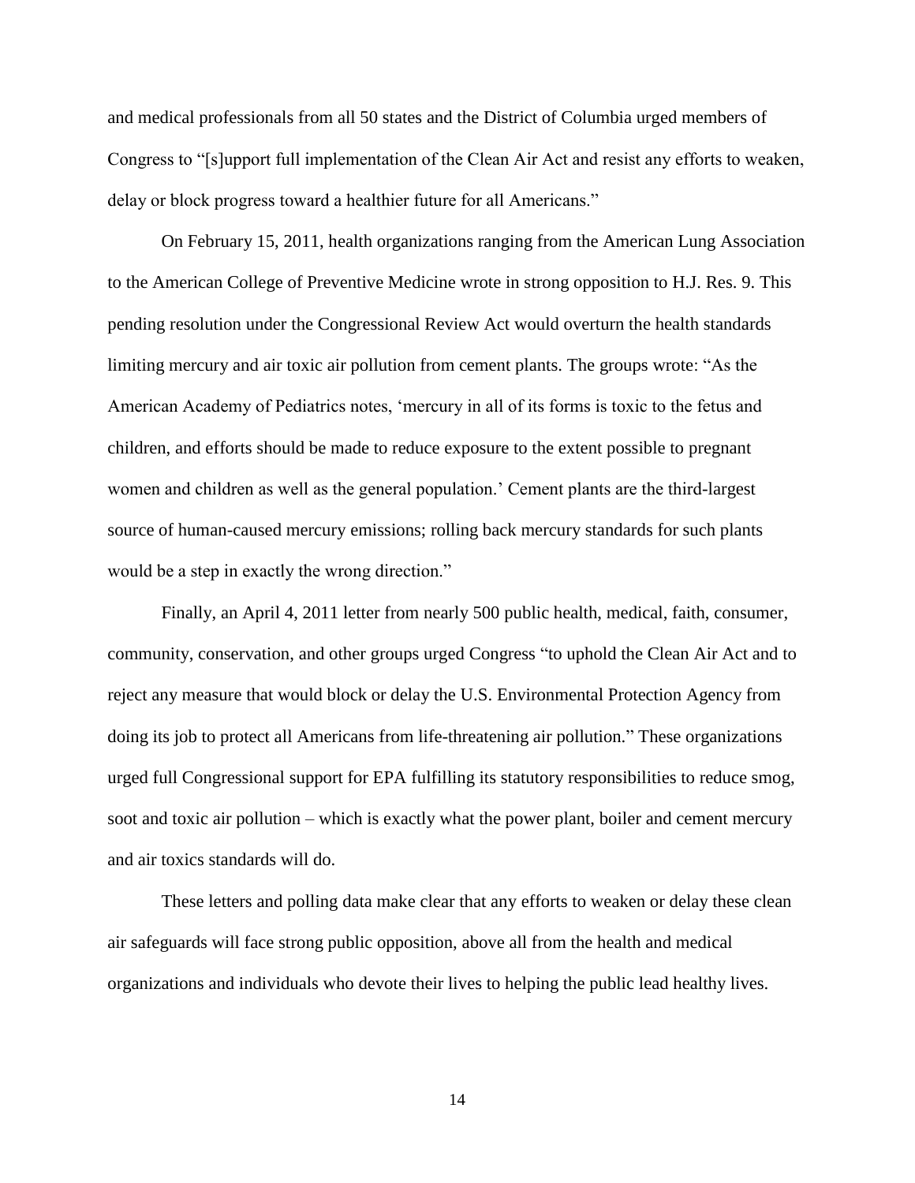and medical professionals from all 50 states and the District of Columbia urged members of Congress to "[s]upport full implementation of the Clean Air Act and resist any efforts to weaken, delay or block progress toward a healthier future for all Americans."

On February 15, 2011, health organizations ranging from the American Lung Association to the American College of Preventive Medicine wrote in strong opposition to H.J. Res. 9. This pending resolution under the Congressional Review Act would overturn the health standards limiting mercury and air toxic air pollution from cement plants. The groups wrote: "As the American Academy of Pediatrics notes, 'mercury in all of its forms is toxic to the fetus and children, and efforts should be made to reduce exposure to the extent possible to pregnant women and children as well as the general population.' Cement plants are the third-largest source of human-caused mercury emissions; rolling back mercury standards for such plants would be a step in exactly the wrong direction."

Finally, an April 4, 2011 letter from nearly 500 public health, medical, faith, consumer, community, conservation, and other groups urged Congress "to uphold the Clean Air Act and to reject any measure that would block or delay the U.S. Environmental Protection Agency from doing its job to protect all Americans from life-threatening air pollution." These organizations urged full Congressional support for EPA fulfilling its statutory responsibilities to reduce smog, soot and toxic air pollution – which is exactly what the power plant, boiler and cement mercury and air toxics standards will do.

These letters and polling data make clear that any efforts to weaken or delay these clean air safeguards will face strong public opposition, above all from the health and medical organizations and individuals who devote their lives to helping the public lead healthy lives.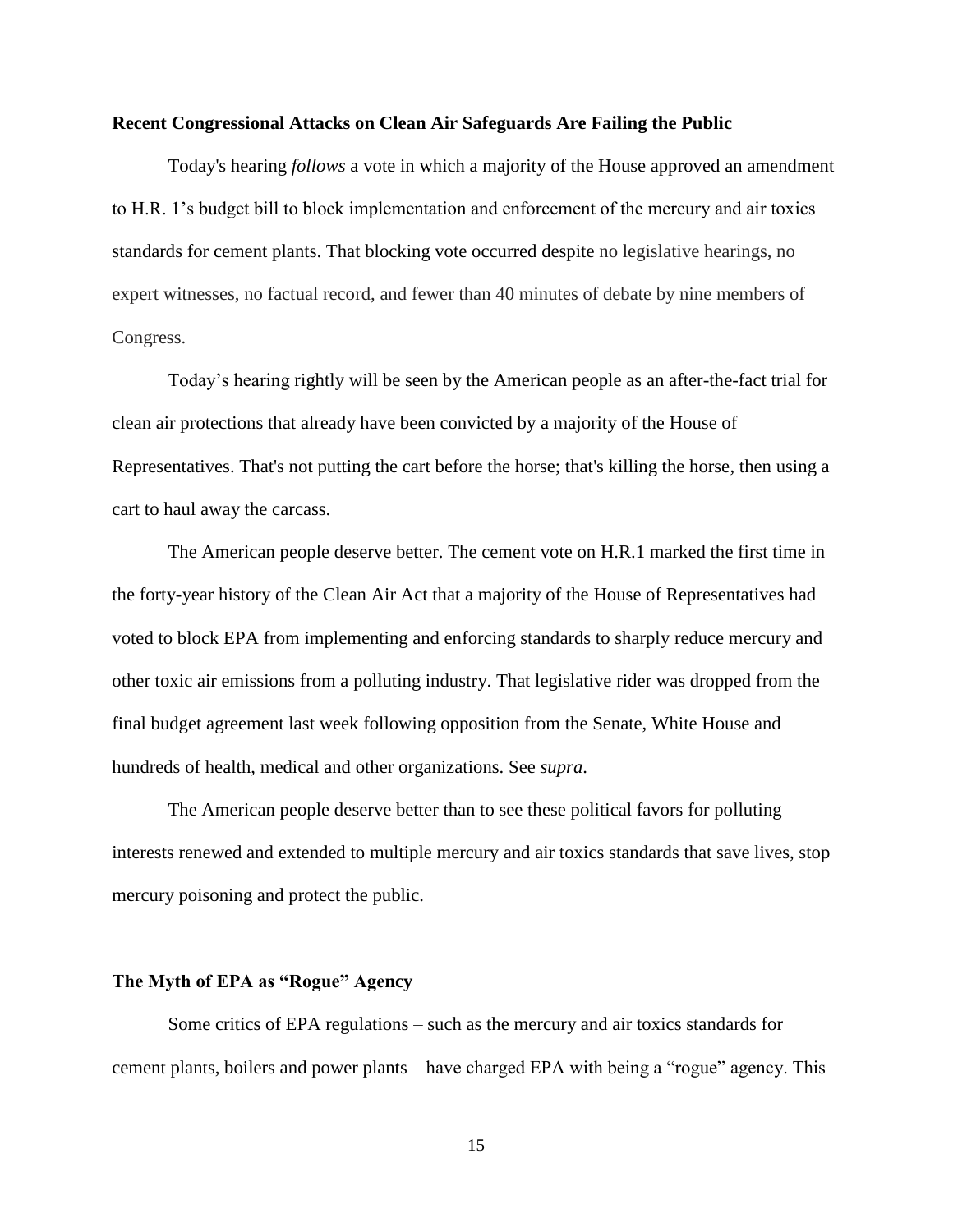**Recent Congressional Attacks on Clean Air Safeguards Are Failing the Public**

Today's hearing *follows* a vote in which a majority of the House approved an amendment to H.R. 1's budget bill to block implementation and enforcement of the mercury and air toxics standards for cement plants. That blocking vote occurred despite no legislative hearings, no expert witnesses, no factual record, and fewer than 40 minutes of debate by nine members of Congress.

Today's hearing rightly will be seen by the American people as an after-the-fact trial for clean air protections that already have been convicted by a majority of the House of Representatives. That's not putting the cart before the horse; that's killing the horse, then using a cart to haul away the carcass.

The American people deserve better. The cement vote on H.R.1 marked the first time in the forty-year history of the Clean Air Act that a majority of the House of Representatives had voted to block EPA from implementing and enforcing standards to sharply reduce mercury and other toxic air emissions from a polluting industry. That legislative rider was dropped from the final budget agreement last week following opposition from the Senate, White House and hundreds of health, medical and other organizations. See *supra*.

The American people deserve better than to see these political favors for polluting interests renewed and extended to multiple mercury and air toxics standards that save lives, stop mercury poisoning and protect the public.

**The Myth of EPA as "Rogue" Agency**

Some critics of EPA regulations – such as the mercury and air toxics standards for cement plants, boilers and power plants – have charged EPA with being a "rogue" agency. This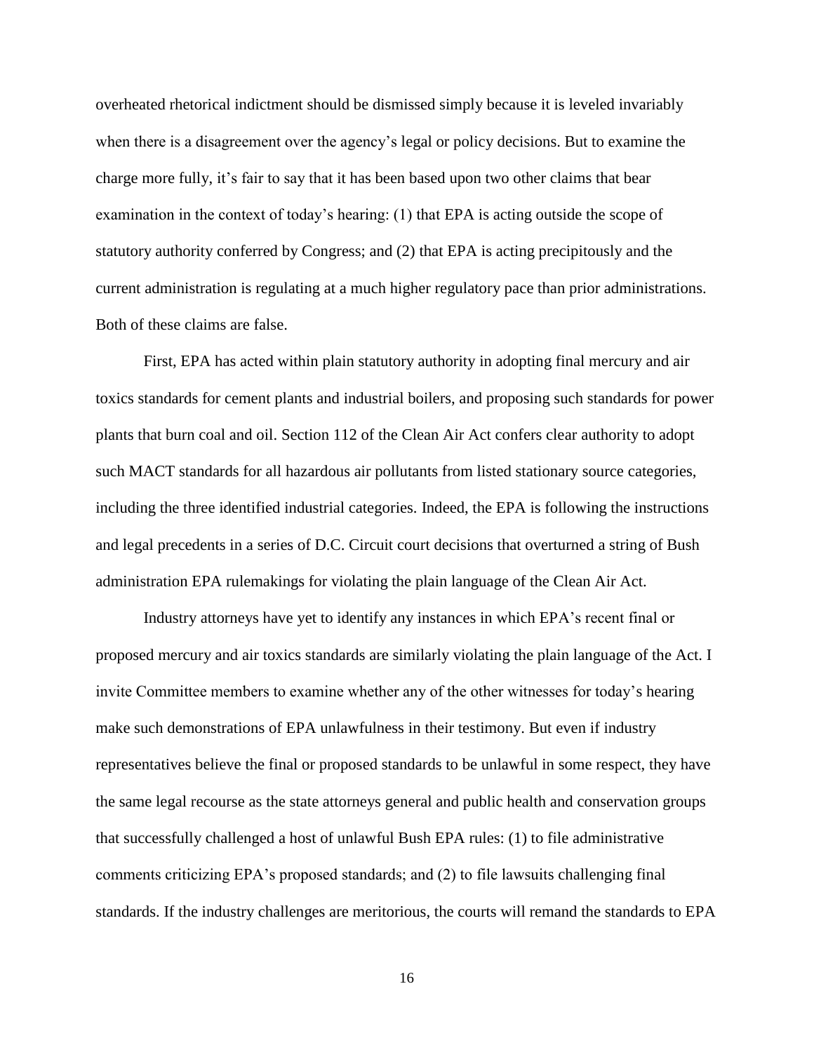overheated rhetorical indictment should be dismissed simply because it is leveled invariably when there is a disagreement over the agency's legal or policy decisions. But to examine the charge more fully, it's fair to say that it has been based upon two other claims that bear examination in the context of today's hearing: (1) that EPA is acting outside the scope of statutory authority conferred by Congress; and (2) that EPA is acting precipitously and the current administration is regulating at a much higher regulatory pace than prior administrations. Both of these claims are false.

First, EPA has acted within plain statutory authority in adopting final mercury and air toxics standards for cement plants and industrial boilers, and proposing such standards for power plants that burn coal and oil. Section 112 of the Clean Air Act confers clear authority to adopt such MACT standards for all hazardous air pollutants from listed stationary source categories, including the three identified industrial categories. Indeed, the EPA is following the instructions and legal precedents in a series of D.C. Circuit court decisions that overturned a string of Bush administration EPA rulemakings for violating the plain language of the Clean Air Act.

Industry attorneys have yet to identify any instances in which EPA's recent final or proposed mercury and air toxics standards are similarly violating the plain language of the Act. I invite Committee members to examine whether any of the other witnesses for today's hearing make such demonstrations of EPA unlawfulness in their testimony. But even if industry representatives believe the final or proposed standards to be unlawful in some respect, they have the same legal recourse as the state attorneys general and public health and conservation groups that successfully challenged a host of unlawful Bush EPA rules: (1) to file administrative comments criticizing EPA's proposed standards; and (2) to file lawsuits challenging final standards. If the industry challenges are meritorious, the courts will remand the standards to EPA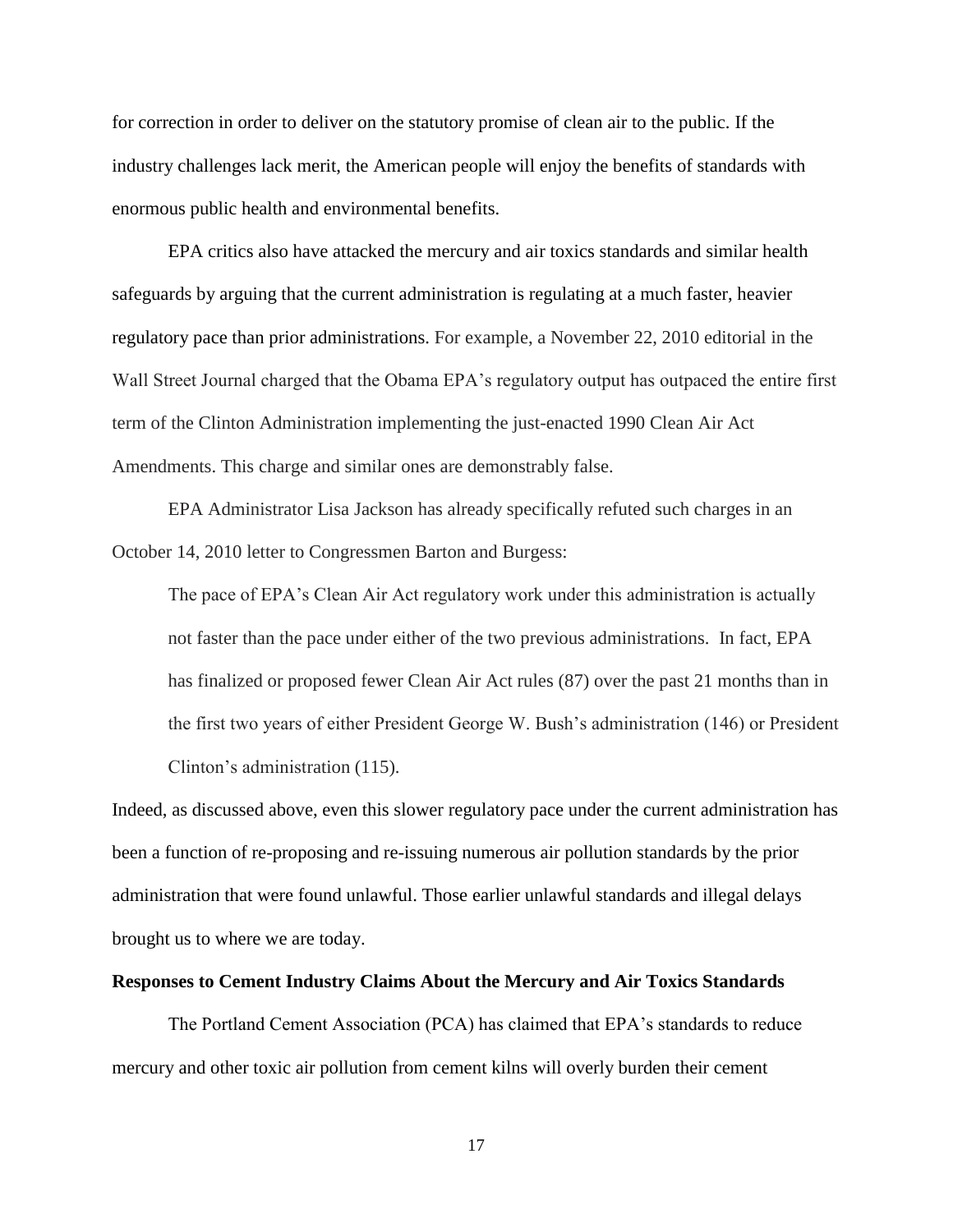for correction in order to deliver on the statutory promise of clean air to the public. If the industry challenges lack merit, the American people will enjoy the benefits of standards with enormous public health and environmental benefits.

EPA critics also have attacked the mercury and air toxics standards and similar health safeguards by arguing that the current administration is regulating at a much faster, heavier regulatory pace than prior administrations. For example, a November 22, 2010 editorial in the Wall Street Journal charged that the Obama EPA's regulatory output has outpaced the entire first term of the Clinton Administration implementing the just-enacted 1990 Clean Air Act Amendments. This charge and similar ones are demonstrably false.

EPA Administrator Lisa Jackson has already specifically refuted such charges in an October 14, 2010 letter to Congressmen Barton and Burgess:

> The pace of EPA's Clean Air Act regulatory work under this administration is actually not faster than the pace under either of the two previous administrations. In fact, EPA has finalized or proposed fewer Clean Air Act rules (87) over the past 21 months than in the first two years of either President George W. Bush's administration (146) or President Clinton's administration (115).

Indeed, as discussed above, even this slower regulatory pace under the current administration has been a function of re-proposing and re-issuing numerous air pollution standards by the prior administration that were found unlawful. Those earlier unlawful standards and illegal delays brought us to where we are today.

**Responses to Cement Industry Claims About the Mercury and Air Toxics Standards**

The Portland Cement Association (PCA) has claimed that EPA's standards to reduce mercury and other toxic air pollution from cement kilns will overly burden their cement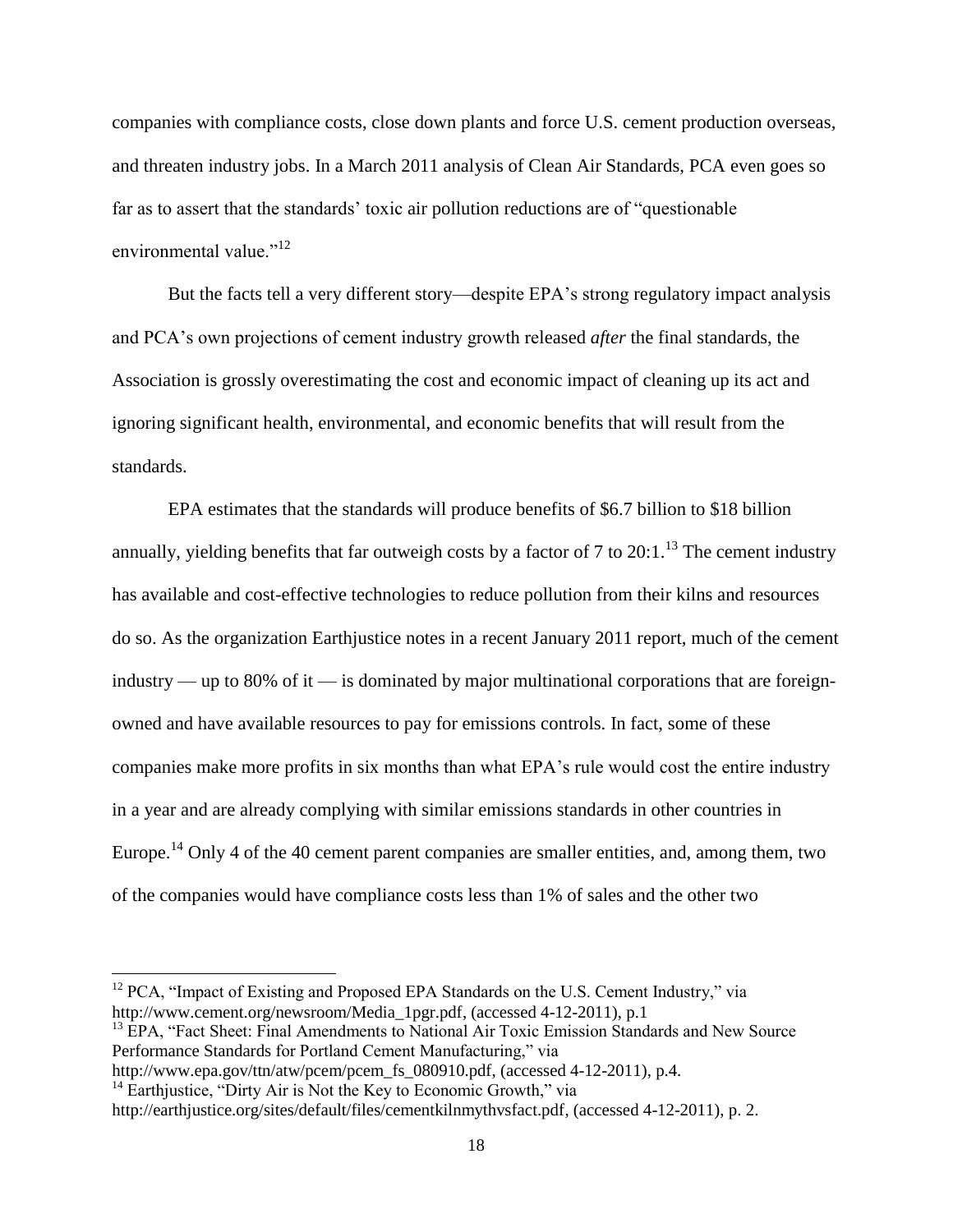companies with compliance costs, close down plants and force U.S. cement production overseas, and threaten industry jobs. In a March 2011 analysis of Clean Air Standards, PCA even goes so far as to assert that the standards' toxic air pollution reductions are of "questionable environmental value."[12]

But the facts tell a very different story—despite EPA's strong regulatory impact analysis and PCA's own projections of cement industry growth released *after* the final standards, the Association is grossly overestimating the cost and economic impact of cleaning up its act and ignoring significant health, environmental, and economic benefits that will result from the standards.

EPA estimates that the standards will produce benefits of $6.7 billion to $18 billion annually, yielding benefits that far outweigh costs by a factor of 7 to 20:1.[13] The cement industry has available and cost-effective technologies to reduce pollution from their kilns and resources do so. As the organization Earthjustice notes in a recent January 2011 report, much of the cement industry — up to 80% of it — is dominated by major multinational corporations that are foreign-owned and have available resources to pay for emissions controls. In fact, some of these companies make more profits in six months than what EPA's rule would cost the entire industry in a year and are already complying with similar emissions standards in other countries in Europe.[14] Only 4 of the 40 cement parent companies are smaller entities, and, among them, two of the companies would have compliance costs less than 1% of sales and the other two

---

[12] PCA, "Impact of Existing and Proposed EPA Standards on the U.S. Cement Industry," via http://www.cement.org/newsroom/Media_1pgr.pdf, (accessed 4-12-2011), p.1

[13] EPA, "Fact Sheet: Final Amendments to National Air Toxic Emission Standards and New Source Performance Standards for Portland Cement Manufacturing," via http://www.epa.gov/ttn/atw/pcem/pcem_fs_080910.pdf, (accessed 4-12-2011), p.4.

[14] Earthjustice, "Dirty Air is Not the Key to Economic Growth," via http://earthjustice.org/sites/default/files/cementkilnmythvsfact.pdf, (accessed 4-12-2011), p. 2.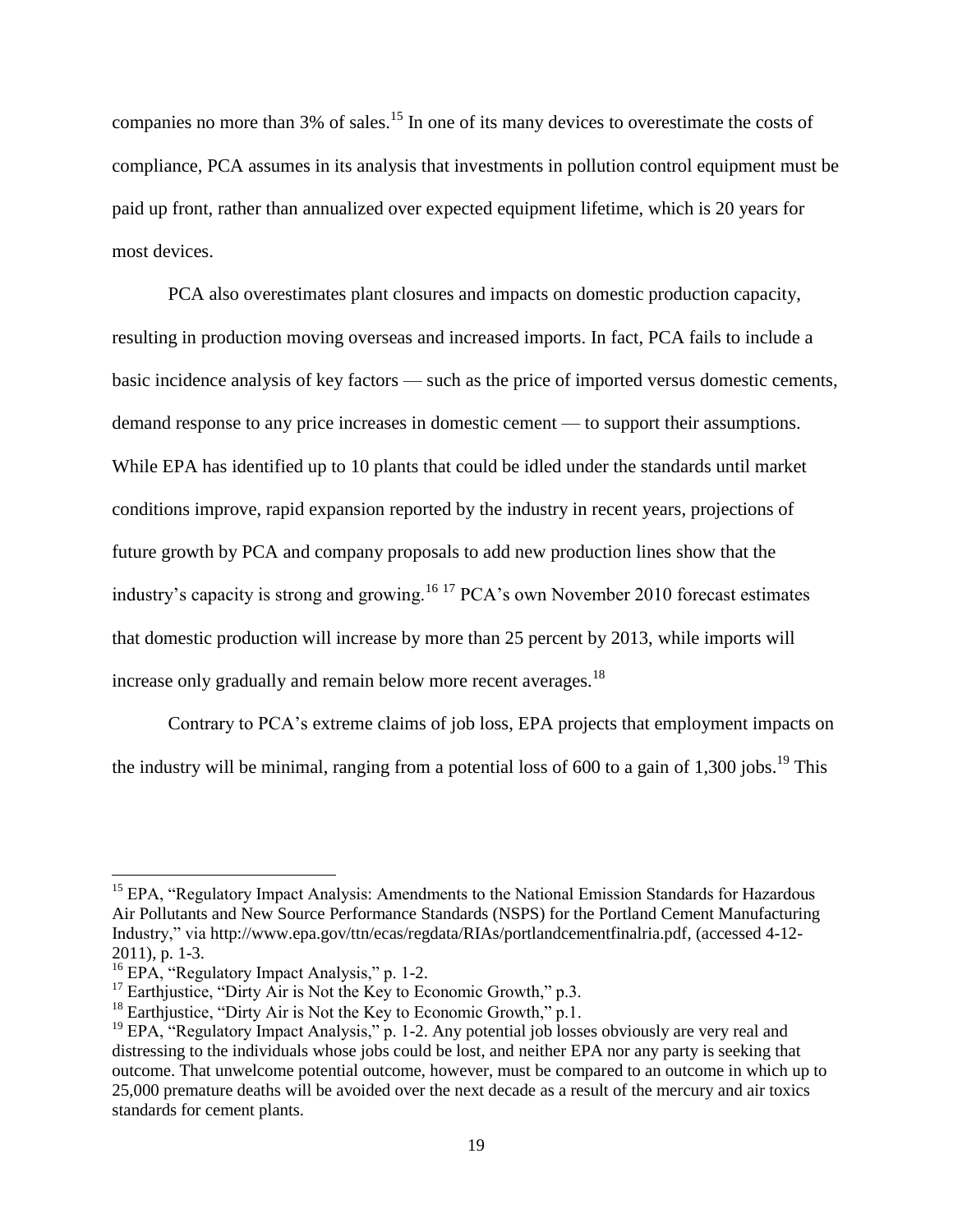companies no more than 3% of sales.[15] In one of its many devices to overestimate the costs of compliance, PCA assumes in its analysis that investments in pollution control equipment must be paid up front, rather than annualized over expected equipment lifetime, which is 20 years for most devices.

PCA also overestimates plant closures and impacts on domestic production capacity, resulting in production moving overseas and increased imports. In fact, PCA fails to include a basic incidence analysis of key factors — such as the price of imported versus domestic cements, demand response to any price increases in domestic cement — to support their assumptions. While EPA has identified up to 10 plants that could be idled under the standards until market conditions improve, rapid expansion reported by the industry in recent years, projections of future growth by PCA and company proposals to add new production lines show that the industry's capacity is strong and growing.[16] [17] PCA's own November 2010 forecast estimates that domestic production will increase by more than 25 percent by 2013, while imports will increase only gradually and remain below more recent averages.[18]

Contrary to PCA's extreme claims of job loss, EPA projects that employment impacts on the industry will be minimal, ranging from a potential loss of 600 to a gain of 1,300 jobs.[19] This

---

[15] EPA, "Regulatory Impact Analysis: Amendments to the National Emission Standards for Hazardous Air Pollutants and New Source Performance Standards (NSPS) for the Portland Cement Manufacturing Industry," via http://www.epa.gov/ttn/ecas/regdata/RIAs/portlandcementfinalria.pdf, (accessed 4-12-2011), p. 1-3.

[16] EPA, "Regulatory Impact Analysis," p. 1-2.

[17] Earthjustice, "Dirty Air is Not the Key to Economic Growth," p.3.

[18] Earthjustice, "Dirty Air is Not the Key to Economic Growth," p.1.

[19] EPA, "Regulatory Impact Analysis," p. 1-2. Any potential job losses obviously are very real and distressing to the individuals whose jobs could be lost, and neither EPA nor any party is seeking that outcome. That unwelcome potential outcome, however, must be compared to an outcome in which up to 25,000 premature deaths will be avoided over the next decade as a result of the mercury and air toxics standards for cement plants.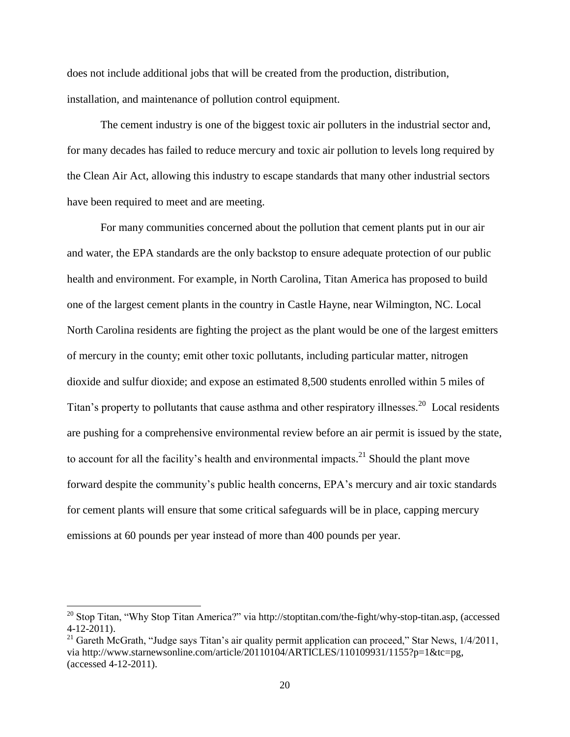does not include additional jobs that will be created from the production, distribution, installation, and maintenance of pollution control equipment.

The cement industry is one of the biggest toxic air polluters in the industrial sector and, for many decades has failed to reduce mercury and toxic air pollution to levels long required by the Clean Air Act, allowing this industry to escape standards that many other industrial sectors have been required to meet and are meeting.

For many communities concerned about the pollution that cement plants put in our air and water, the EPA standards are the only backstop to ensure adequate protection of our public health and environment. For example, in North Carolina, Titan America has proposed to build one of the largest cement plants in the country in Castle Hayne, near Wilmington, NC. Local North Carolina residents are fighting the project as the plant would be one of the largest emitters of mercury in the county; emit other toxic pollutants, including particular matter, nitrogen dioxide and sulfur dioxide; and expose an estimated 8,500 students enrolled within 5 miles of Titan's property to pollutants that cause asthma and other respiratory illnesses.[20] Local residents are pushing for a comprehensive environmental review before an air permit is issued by the state, to account for all the facility's health and environmental impacts.[21] Should the plant move forward despite the community's public health concerns, EPA's mercury and air toxic standards for cement plants will ensure that some critical safeguards will be in place, capping mercury emissions at 60 pounds per year instead of more than 400 pounds per year.

---

[20] Stop Titan, "Why Stop Titan America?" via http://stoptitan.com/the-fight/why-stop-titan.asp, (accessed 4-12-2011).

[21] Gareth McGrath, "Judge says Titan's air quality permit application can proceed," Star News, 1/4/2011, via http://www.starnewsonline.com/article/20110104/ARTICLES/110109931/1155?p=1&tc=pg, (accessed 4-12-2011).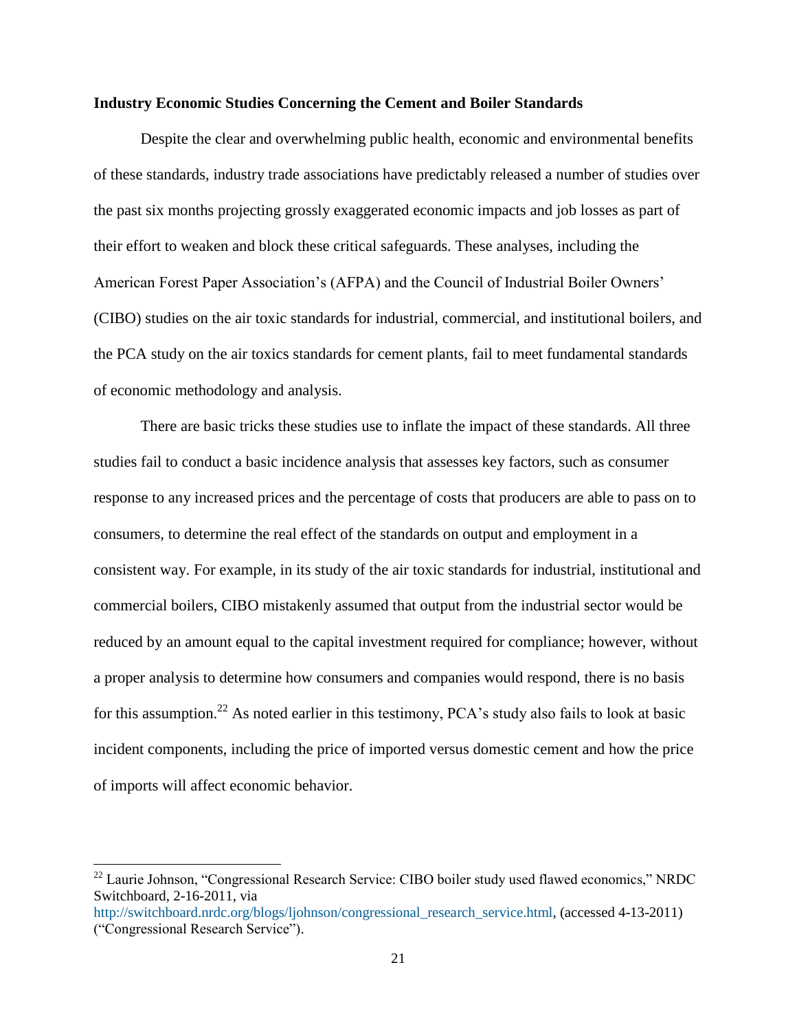**Industry Economic Studies Concerning the Cement and Boiler Standards**

Despite the clear and overwhelming public health, economic and environmental benefits of these standards, industry trade associations have predictably released a number of studies over the past six months projecting grossly exaggerated economic impacts and job losses as part of their effort to weaken and block these critical safeguards. These analyses, including the American Forest Paper Association's (AFPA) and the Council of Industrial Boiler Owners' (CIBO) studies on the air toxic standards for industrial, commercial, and institutional boilers, and the PCA study on the air toxics standards for cement plants, fail to meet fundamental standards of economic methodology and analysis.

There are basic tricks these studies use to inflate the impact of these standards. All three studies fail to conduct a basic incidence analysis that assesses key factors, such as consumer response to any increased prices and the percentage of costs that producers are able to pass on to consumers, to determine the real effect of the standards on output and employment in a consistent way. For example, in its study of the air toxic standards for industrial, institutional and commercial boilers, CIBO mistakenly assumed that output from the industrial sector would be reduced by an amount equal to the capital investment required for compliance; however, without a proper analysis to determine how consumers and companies would respond, there is no basis for this assumption.[22] As noted earlier in this testimony, PCA's study also fails to look at basic incident components, including the price of imported versus domestic cement and how the price of imports will affect economic behavior.

---

[22] Laurie Johnson, "Congressional Research Service: CIBO boiler study used flawed economics," NRDC Switchboard, 2-16-2011, via http://switchboard.nrdc.org/blogs/ljohnson/congressional_research_service.html, (accessed 4-13-2011) ("Congressional Research Service").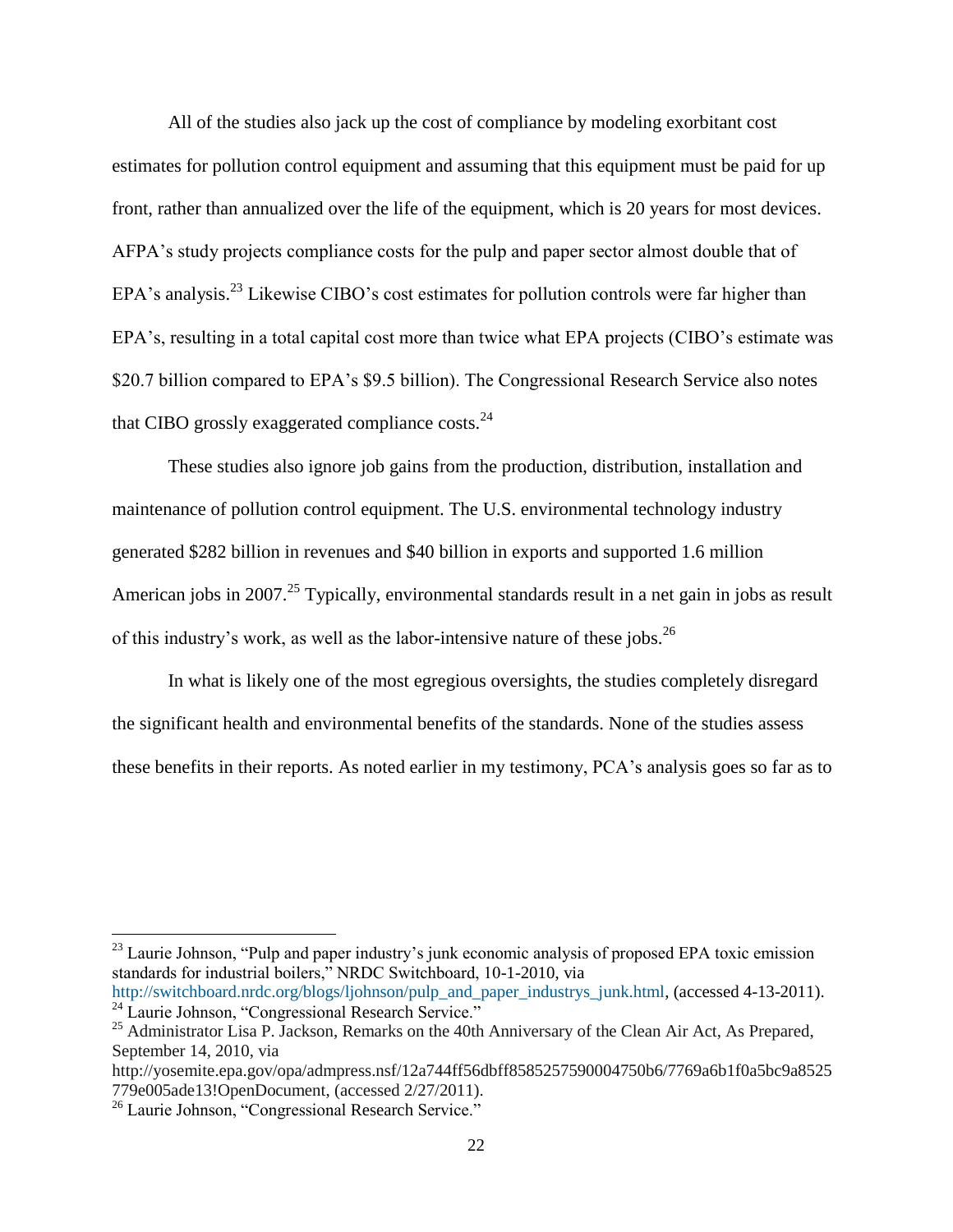All of the studies also jack up the cost of compliance by modeling exorbitant cost estimates for pollution control equipment and assuming that this equipment must be paid for up front, rather than annualized over the life of the equipment, which is 20 years for most devices. AFPA's study projects compliance costs for the pulp and paper sector almost double that of EPA's analysis.[23] Likewise CIBO's cost estimates for pollution controls were far higher than EPA's, resulting in a total capital cost more than twice what EPA projects (CIBO's estimate was $20.7 billion compared to EPA's $9.5 billion). The Congressional Research Service also notes that CIBO grossly exaggerated compliance costs.[24]

These studies also ignore job gains from the production, distribution, installation and maintenance of pollution control equipment. The U.S. environmental technology industry generated $282 billion in revenues and $40 billion in exports and supported 1.6 million American jobs in 2007.[25] Typically, environmental standards result in a net gain in jobs as result of this industry's work, as well as the labor-intensive nature of these jobs.[26]

In what is likely one of the most egregious oversights, the studies completely disregard the significant health and environmental benefits of the standards. None of the studies assess these benefits in their reports. As noted earlier in my testimony, PCA's analysis goes so far as to

---

[23] Laurie Johnson, "Pulp and paper industry's junk economic analysis of proposed EPA toxic emission standards for industrial boilers," NRDC Switchboard, 10-1-2010, via http://switchboard.nrdc.org/blogs/ljohnson/pulp_and_paper_industrys_junk.html, (accessed 4-13-2011).

[24] Laurie Johnson, "Congressional Research Service."

[25] Administrator Lisa P. Jackson, Remarks on the 40th Anniversary of the Clean Air Act, As Prepared, September 14, 2010, via http://yosemite.epa.gov/opa/admpress.nsf/12a744ff56dbff8585257590004750b6/7769a6b1f0a5bc9a8525779e005ade13!OpenDocument, (accessed 2/27/2011).

[26] Laurie Johnson, "Congressional Research Service."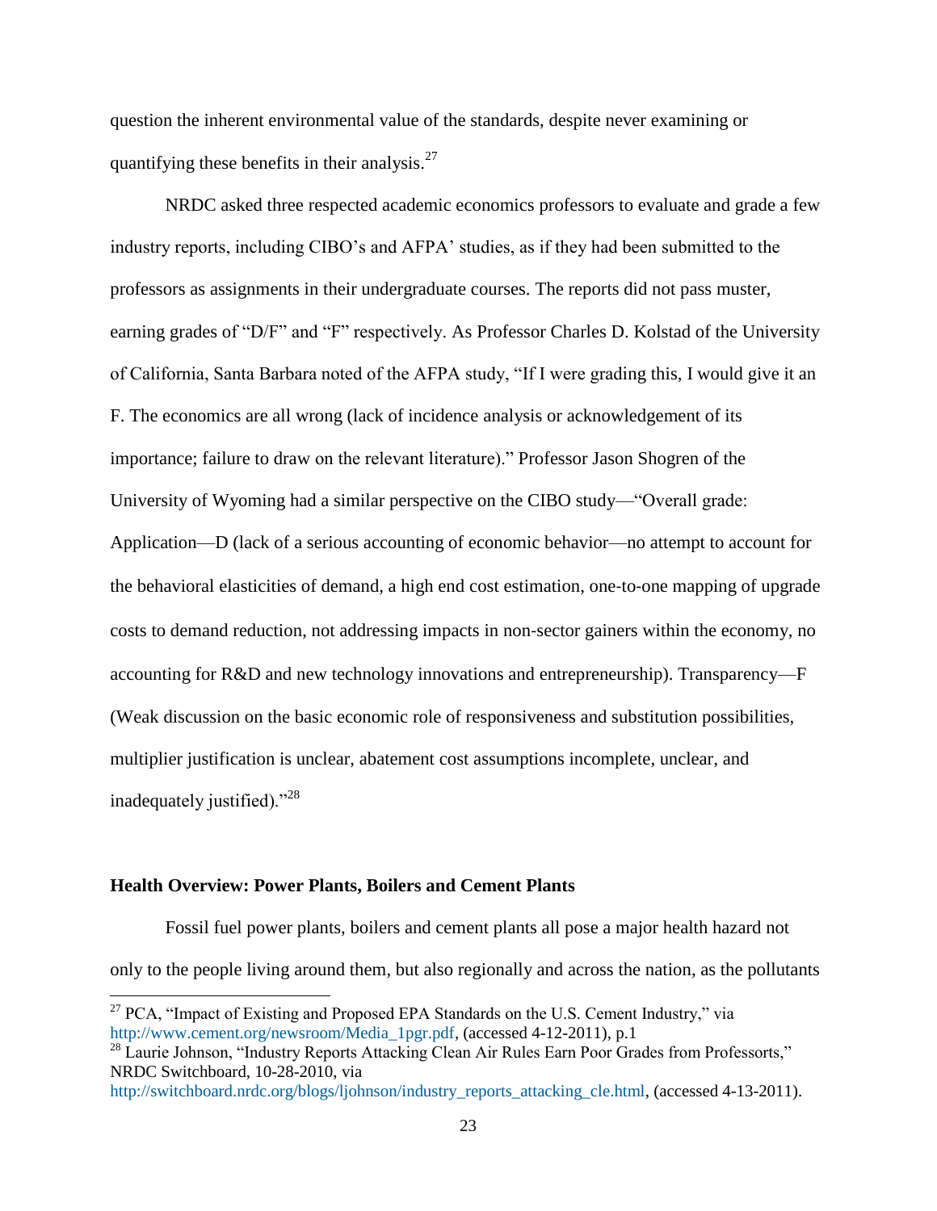question the inherent environmental value of the standards, despite never examining or quantifying these benefits in their analysis.[27]

NRDC asked three respected academic economics professors to evaluate and grade a few industry reports, including CIBO's and AFPA' studies, as if they had been submitted to the professors as assignments in their undergraduate courses. The reports did not pass muster, earning grades of "D/F" and "F" respectively. As Professor Charles D. Kolstad of the University of California, Santa Barbara noted of the AFPA study, "If I were grading this, I would give it an F. The economics are all wrong (lack of incidence analysis or acknowledgement of its importance; failure to draw on the relevant literature)." Professor Jason Shogren of the University of Wyoming had a similar perspective on the CIBO study—"Overall grade: Application—D (lack of a serious accounting of economic behavior—no attempt to account for the behavioral elasticities of demand, a high end cost estimation, one-to-one mapping of upgrade costs to demand reduction, not addressing impacts in non-sector gainers within the economy, no accounting for R&D and new technology innovations and entrepreneurship). Transparency—F (Weak discussion on the basic economic role of responsiveness and substitution possibilities, multiplier justification is unclear, abatement cost assumptions incomplete, unclear, and inadequately justified)."[28]

### Health Overview: Power Plants, Boilers and Cement Plants

Fossil fuel power plants, boilers and cement plants all pose a major health hazard not only to the people living around them, but also regionally and across the nation, as the pollutants

---

[27] PCA, "Impact of Existing and Proposed EPA Standards on the U.S. Cement Industry," via http://www.cement.org/newsroom/Media_1pgr.pdf, (accessed 4-12-2011), p.1

[28] Laurie Johnson, "Industry Reports Attacking Clean Air Rules Earn Poor Grades from Professorts," NRDC Switchboard, 10-28-2010, via http://switchboard.nrdc.org/blogs/ljohnson/industry_reports_attacking_cle.html, (accessed 4-13-2011).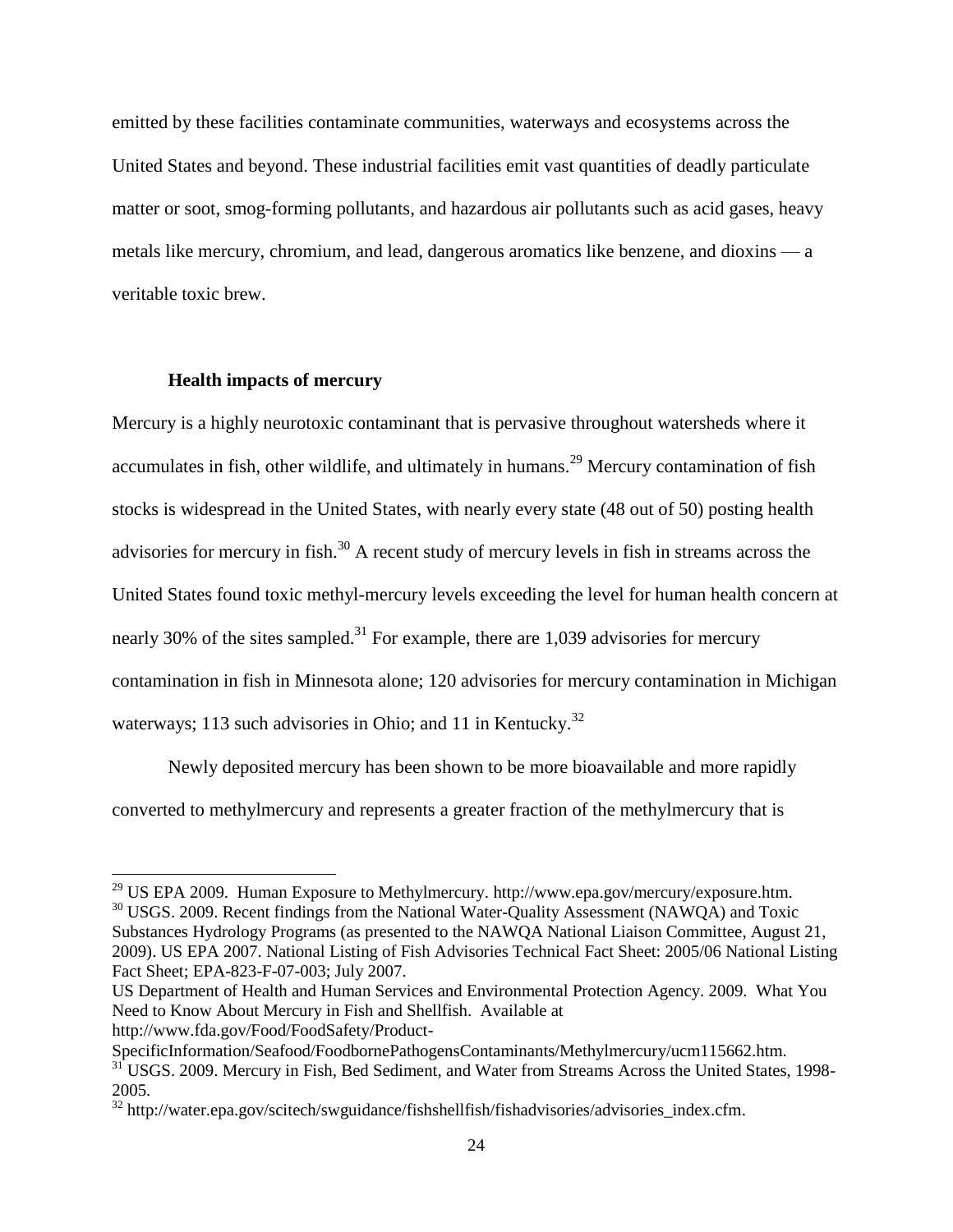emitted by these facilities contaminate communities, waterways and ecosystems across the United States and beyond. These industrial facilities emit vast quantities of deadly particulate matter or soot, smog-forming pollutants, and hazardous air pollutants such as acid gases, heavy metals like mercury, chromium, and lead, dangerous aromatics like benzene, and dioxins — a veritable toxic brew.

### Health impacts of mercury

Mercury is a highly neurotoxic contaminant that is pervasive throughout watersheds where it accumulates in fish, other wildlife, and ultimately in humans.[29] Mercury contamination of fish stocks is widespread in the United States, with nearly every state (48 out of 50) posting health advisories for mercury in fish.[30] A recent study of mercury levels in fish in streams across the United States found toxic methyl-mercury levels exceeding the level for human health concern at nearly 30% of the sites sampled.[31] For example, there are 1,039 advisories for mercury contamination in fish in Minnesota alone; 120 advisories for mercury contamination in Michigan waterways; 113 such advisories in Ohio; and 11 in Kentucky.[32]

Newly deposited mercury has been shown to be more bioavailable and more rapidly converted to methylmercury and represents a greater fraction of the methylmercury that is

---

[29] US EPA 2009. Human Exposure to Methylmercury. http://www.epa.gov/mercury/exposure.htm.

[30] USGS. 2009. Recent findings from the National Water-Quality Assessment (NAWQA) and Toxic Substances Hydrology Programs (as presented to the NAWQA National Liaison Committee, August 21, 2009). US EPA 2007. National Listing of Fish Advisories Technical Fact Sheet: 2005/06 National Listing Fact Sheet; EPA-823-F-07-003; July 2007.
US Department of Health and Human Services and Environmental Protection Agency. 2009. What You Need to Know About Mercury in Fish and Shellfish. Available at http://www.fda.gov/Food/FoodSafety/Product-SpecificInformation/Seafood/FoodbornePathogensContaminants/Methylmercury/ucm115662.htm.

[31] USGS. 2009. Mercury in Fish, Bed Sediment, and Water from Streams Across the United States, 1998-2005.

[32] http://water.epa.gov/scitech/swguidance/fishshellfish/fishadvisories/advisories_index.cfm.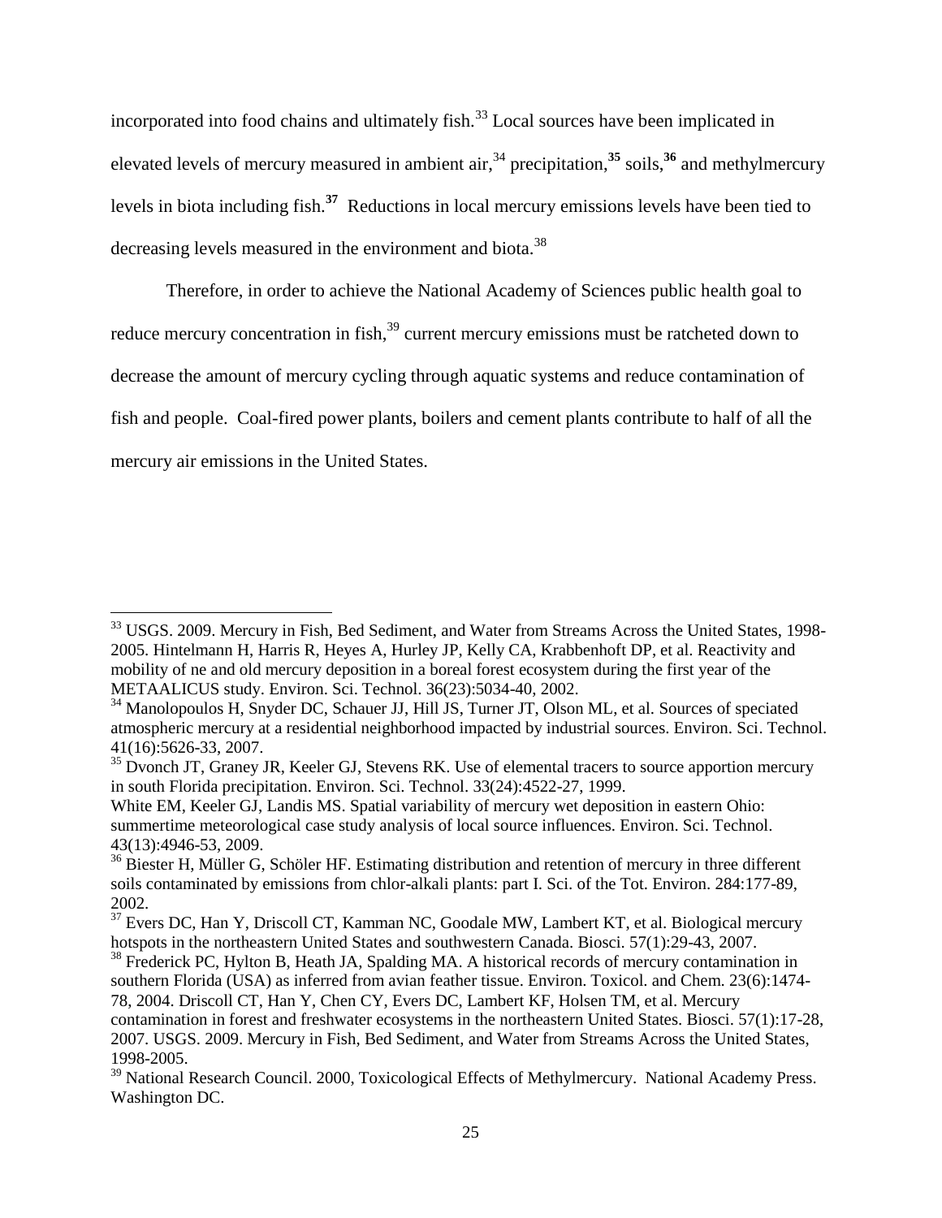incorporated into food chains and ultimately fish.[33] Local sources have been implicated in elevated levels of mercury measured in ambient air,[34] precipitation,[35] soils,[36] and methylmercury levels in biota including fish.[37] Reductions in local mercury emissions levels have been tied to decreasing levels measured in the environment and biota.[38]

Therefore, in order to achieve the National Academy of Sciences public health goal to reduce mercury concentration in fish,[39] current mercury emissions must be ratcheted down to decrease the amount of mercury cycling through aquatic systems and reduce contamination of fish and people. Coal-fired power plants, boilers and cement plants contribute to half of all the mercury air emissions in the United States.

---

[33] USGS. 2009. Mercury in Fish, Bed Sediment, and Water from Streams Across the United States, 1998-2005. Hintelmann H, Harris R, Heyes A, Hurley JP, Kelly CA, Krabbenhoft DP, et al. Reactivity and mobility of ne and old mercury deposition in a boreal forest ecosystem during the first year of the METAALICUS study. Environ. Sci. Technol. 36(23):5034-40, 2002.

[34] Manolopoulos H, Snyder DC, Schauer JJ, Hill JS, Turner JT, Olson ML, et al. Sources of speciated atmospheric mercury at a residential neighborhood impacted by industrial sources. Environ. Sci. Technol. 41(16):5626-33, 2007.

[35] Dvonch JT, Graney JR, Keeler GJ, Stevens RK. Use of elemental tracers to source apportion mercury in south Florida precipitation. Environ. Sci. Technol. 33(24):4522-27, 1999.
White EM, Keeler GJ, Landis MS. Spatial variability of mercury wet deposition in eastern Ohio: summertime meteorological case study analysis of local source influences. Environ. Sci. Technol. 43(13):4946-53, 2009.

[36] Biester H, Müller G, Schöler HF. Estimating distribution and retention of mercury in three different soils contaminated by emissions from chlor-alkali plants: part I. Sci. of the Tot. Environ. 284:177-89, 2002.

[37] Evers DC, Han Y, Driscoll CT, Kamman NC, Goodale MW, Lambert KT, et al. Biological mercury hotspots in the northeastern United States and southwestern Canada. Biosci. 57(1):29-43, 2007.

[38] Frederick PC, Hylton B, Heath JA, Spalding MA. A historical records of mercury contamination in southern Florida (USA) as inferred from avian feather tissue. Environ. Toxicol. and Chem. 23(6):1474-78, 2004. Driscoll CT, Han Y, Chen CY, Evers DC, Lambert KF, Holsen TM, et al. Mercury contamination in forest and freshwater ecosystems in the northeastern United States. Biosci. 57(1):17-28, 2007. USGS. 2009. Mercury in Fish, Bed Sediment, and Water from Streams Across the United States, 1998-2005.

[39] National Research Council. 2000, Toxicological Effects of Methylmercury. National Academy Press. Washington DC.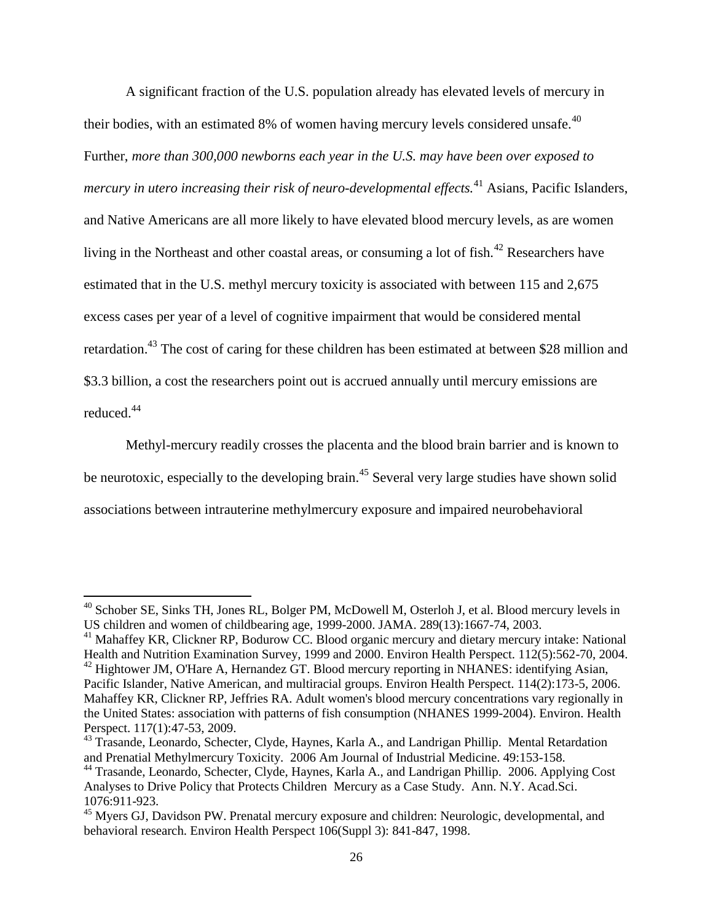A significant fraction of the U.S. population already has elevated levels of mercury in their bodies, with an estimated 8% of women having mercury levels considered unsafe.[40] Further, *more than 300,000 newborns each year in the U.S. may have been over exposed to mercury in utero increasing their risk of neuro-developmental effects.*[41] Asians, Pacific Islanders, and Native Americans are all more likely to have elevated blood mercury levels, as are women living in the Northeast and other coastal areas, or consuming a lot of fish.[42] Researchers have estimated that in the U.S. methyl mercury toxicity is associated with between 115 and 2,675 excess cases per year of a level of cognitive impairment that would be considered mental retardation.[43] The cost of caring for these children has been estimated at between $28 million and $3.3 billion, a cost the researchers point out is accrued annually until mercury emissions are reduced.[44]

Methyl-mercury readily crosses the placenta and the blood brain barrier and is known to be neurotoxic, especially to the developing brain.[45] Several very large studies have shown solid associations between intrauterine methylmercury exposure and impaired neurobehavioral

---

[40] Schober SE, Sinks TH, Jones RL, Bolger PM, McDowell M, Osterloh J, et al. Blood mercury levels in US children and women of childbearing age, 1999-2000. JAMA. 289(13):1667-74, 2003.

[41] Mahaffey KR, Clickner RP, Bodurow CC. Blood organic mercury and dietary mercury intake: National Health and Nutrition Examination Survey, 1999 and 2000. Environ Health Perspect. 112(5):562-70, 2004.

[42] Hightower JM, O'Hare A, Hernandez GT. Blood mercury reporting in NHANES: identifying Asian, Pacific Islander, Native American, and multiracial groups. Environ Health Perspect. 114(2):173-5, 2006. Mahaffey KR, Clickner RP, Jeffries RA. Adult women's blood mercury concentrations vary regionally in the United States: association with patterns of fish consumption (NHANES 1999-2004). Environ. Health Perspect. 117(1):47-53, 2009.

[43] Trasande, Leonardo, Schecter, Clyde, Haynes, Karla A., and Landrigan Phillip. Mental Retardation and Prenatial Methylmercury Toxicity. 2006 Am Journal of Industrial Medicine. 49:153-158.

[44] Trasande, Leonardo, Schecter, Clyde, Haynes, Karla A., and Landrigan Phillip. 2006. Applying Cost Analyses to Drive Policy that Protects Children Mercury as a Case Study. Ann. N.Y. Acad.Sci. 1076:911-923.

[45] Myers GJ, Davidson PW. Prenatal mercury exposure and children: Neurologic, developmental, and behavioral research. Environ Health Perspect 106(Suppl 3): 841-847, 1998.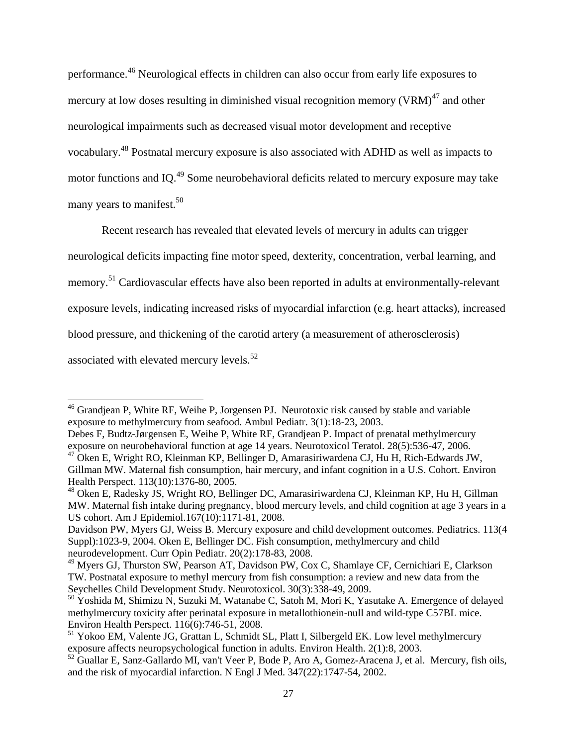performance.[46] Neurological effects in children can also occur from early life exposures to mercury at low doses resulting in diminished visual recognition memory (VRM)[47] and other neurological impairments such as decreased visual motor development and receptive vocabulary.[48] Postnatal mercury exposure is also associated with ADHD as well as impacts to motor functions and IQ.[49] Some neurobehavioral deficits related to mercury exposure may take many years to manifest.[50]

Recent research has revealed that elevated levels of mercury in adults can trigger neurological deficits impacting fine motor speed, dexterity, concentration, verbal learning, and memory.[51] Cardiovascular effects have also been reported in adults at environmentally-relevant exposure levels, indicating increased risks of myocardial infarction (e.g. heart attacks), increased blood pressure, and thickening of the carotid artery (a measurement of atherosclerosis) associated with elevated mercury levels.[52]

---

[46] Grandjean P, White RF, Weihe P, Jorgensen PJ. Neurotoxic risk caused by stable and variable exposure to methylmercury from seafood. Ambul Pediatr. 3(1):18-23, 2003.
Debes F, Budtz-Jørgensen E, Weihe P, White RF, Grandjean P. Impact of prenatal methylmercury exposure on neurobehavioral function at age 14 years. Neurotoxicol Teratol. 28(5):536-47, 2006.

[47] Oken E, Wright RO, Kleinman KP, Bellinger D, Amarasiriwardena CJ, Hu H, Rich-Edwards JW, Gillman MW. Maternal fish consumption, hair mercury, and infant cognition in a U.S. Cohort. Environ Health Perspect. 113(10):1376-80, 2005.

[48] Oken E, Radesky JS, Wright RO, Bellinger DC, Amarasiriwardena CJ, Kleinman KP, Hu H, Gillman MW. Maternal fish intake during pregnancy, blood mercury levels, and child cognition at age 3 years in a US cohort. Am J Epidemiol.167(10):1171-81, 2008.
Davidson PW, Myers GJ, Weiss B. Mercury exposure and child development outcomes. Pediatrics. 113(4 Suppl):1023-9, 2004. Oken E, Bellinger DC. Fish consumption, methylmercury and child neurodevelopment. Curr Opin Pediatr. 20(2):178-83, 2008.

[49] Myers GJ, Thurston SW, Pearson AT, Davidson PW, Cox C, Shamlaye CF, Cernichiari E, Clarkson TW. Postnatal exposure to methyl mercury from fish consumption: a review and new data from the Seychelles Child Development Study. Neurotoxicol. 30(3):338-49, 2009.

[50] Yoshida M, Shimizu N, Suzuki M, Watanabe C, Satoh M, Mori K, Yasutake A. Emergence of delayed methylmercury toxicity after perinatal exposure in metallothionein-null and wild-type C57BL mice. Environ Health Perspect. 116(6):746-51, 2008.

[51] Yokoo EM, Valente JG, Grattan L, Schmidt SL, Platt I, Silbergeld EK. Low level methylmercury exposure affects neuropsychological function in adults. Environ Health. 2(1):8, 2003.

[52] Guallar E, Sanz-Gallardo MI, van't Veer P, Bode P, Aro A, Gomez-Aracena J, et al. Mercury, fish oils, and the risk of myocardial infarction. N Engl J Med. 347(22):1747-54, 2002.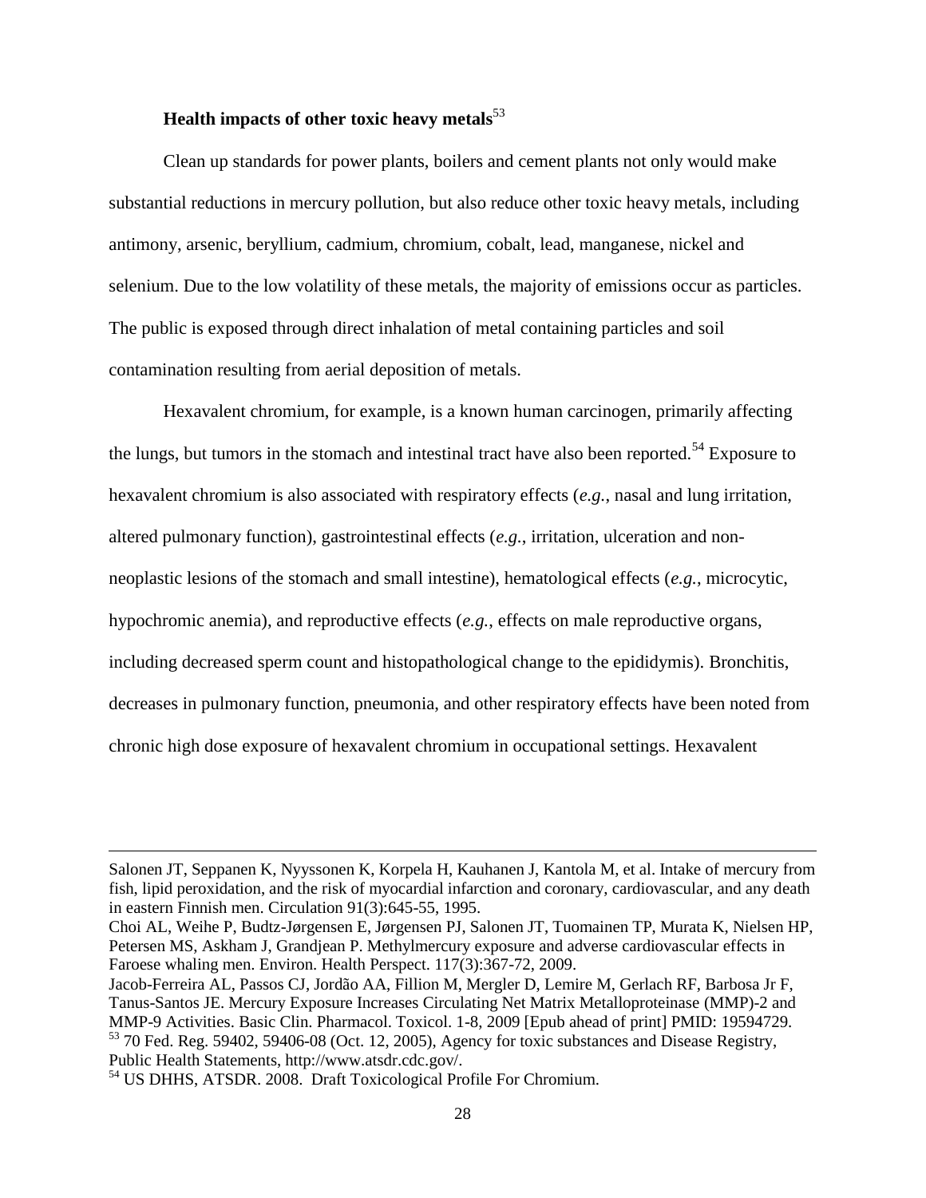**Health impacts of other toxic heavy metals**[53]

Clean up standards for power plants, boilers and cement plants not only would make substantial reductions in mercury pollution, but also reduce other toxic heavy metals, including antimony, arsenic, beryllium, cadmium, chromium, cobalt, lead, manganese, nickel and selenium. Due to the low volatility of these metals, the majority of emissions occur as particles. The public is exposed through direct inhalation of metal containing particles and soil contamination resulting from aerial deposition of metals.

Hexavalent chromium, for example, is a known human carcinogen, primarily affecting the lungs, but tumors in the stomach and intestinal tract have also been reported.[54] Exposure to hexavalent chromium is also associated with respiratory effects (*e.g.*, nasal and lung irritation, altered pulmonary function), gastrointestinal effects (*e.g.*, irritation, ulceration and non-neoplastic lesions of the stomach and small intestine), hematological effects (*e.g.*, microcytic, hypochromic anemia), and reproductive effects (*e.g.*, effects on male reproductive organs, including decreased sperm count and histopathological change to the epididymis). Bronchitis, decreases in pulmonary function, pneumonia, and other respiratory effects have been noted from chronic high dose exposure of hexavalent chromium in occupational settings. Hexavalent

---

Salonen JT, Seppanen K, Nyyssonen K, Korpela H, Kauhanen J, Kantola M, et al. Intake of mercury from fish, lipid peroxidation, and the risk of myocardial infarction and coronary, cardiovascular, and any death in eastern Finnish men. Circulation 91(3):645-55, 1995.

Choi AL, Weihe P, Budtz-Jørgensen E, Jørgensen PJ, Salonen JT, Tuomainen TP, Murata K, Nielsen HP, Petersen MS, Askham J, Grandjean P. Methylmercury exposure and adverse cardiovascular effects in Faroese whaling men. Environ. Health Perspect. 117(3):367-72, 2009.

Jacob-Ferreira AL, Passos CJ, Jordão AA, Fillion M, Mergler D, Lemire M, Gerlach RF, Barbosa Jr F, Tanus-Santos JE. Mercury Exposure Increases Circulating Net Matrix Metalloproteinase (MMP)-2 and MMP-9 Activities. Basic Clin. Pharmacol. Toxicol. 1-8, 2009 [Epub ahead of print] PMID: 19594729.

[53] 70 Fed. Reg. 59402, 59406-08 (Oct. 12, 2005), Agency for toxic substances and Disease Registry, Public Health Statements, http://www.atsdr.cdc.gov/.

[54] US DHHS, ATSDR. 2008. Draft Toxicological Profile For Chromium.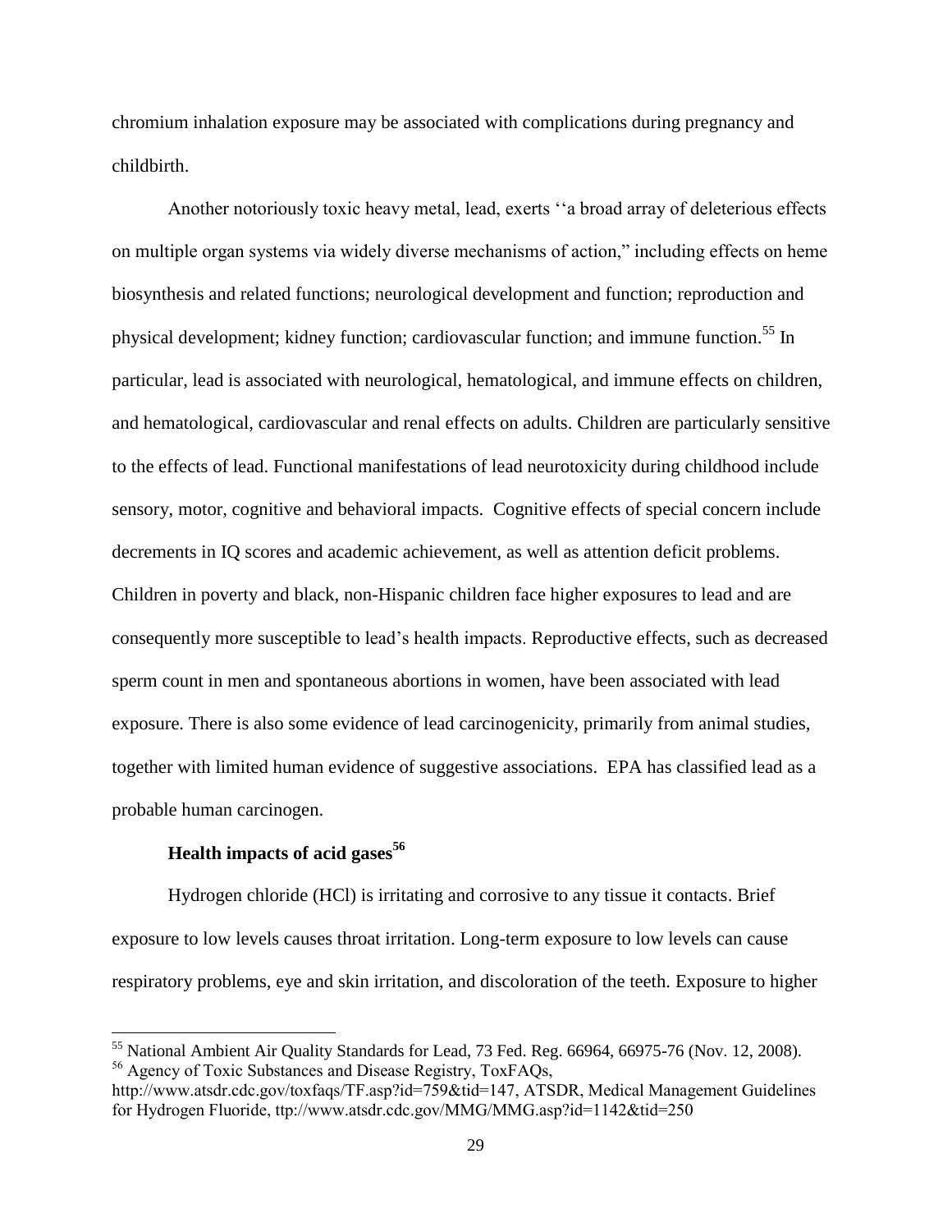chromium inhalation exposure may be associated with complications during pregnancy and childbirth.

Another notoriously toxic heavy metal, lead, exerts ''a broad array of deleterious effects on multiple organ systems via widely diverse mechanisms of action," including effects on heme biosynthesis and related functions; neurological development and function; reproduction and physical development; kidney function; cardiovascular function; and immune function.[55] In particular, lead is associated with neurological, hematological, and immune effects on children, and hematological, cardiovascular and renal effects on adults. Children are particularly sensitive to the effects of lead. Functional manifestations of lead neurotoxicity during childhood include sensory, motor, cognitive and behavioral impacts. Cognitive effects of special concern include decrements in IQ scores and academic achievement, as well as attention deficit problems. Children in poverty and black, non-Hispanic children face higher exposures to lead and are consequently more susceptible to lead's health impacts. Reproductive effects, such as decreased sperm count in men and spontaneous abortions in women, have been associated with lead exposure. There is also some evidence of lead carcinogenicity, primarily from animal studies, together with limited human evidence of suggestive associations. EPA has classified lead as a probable human carcinogen.

**Health impacts of acid gases[56]**

Hydrogen chloride (HCl) is irritating and corrosive to any tissue it contacts. Brief exposure to low levels causes throat irritation. Long-term exposure to low levels can cause respiratory problems, eye and skin irritation, and discoloration of the teeth. Exposure to higher

---

[55] National Ambient Air Quality Standards for Lead, 73 Fed. Reg. 66964, 66975-76 (Nov. 12, 2008).

[56] Agency of Toxic Substances and Disease Registry, ToxFAQs, http://www.atsdr.cdc.gov/toxfaqs/TF.asp?id=759&tid=147, ATSDR, Medical Management Guidelines for Hydrogen Fluoride, ttp://www.atsdr.cdc.gov/MMG/MMG.asp?id=1142&tid=250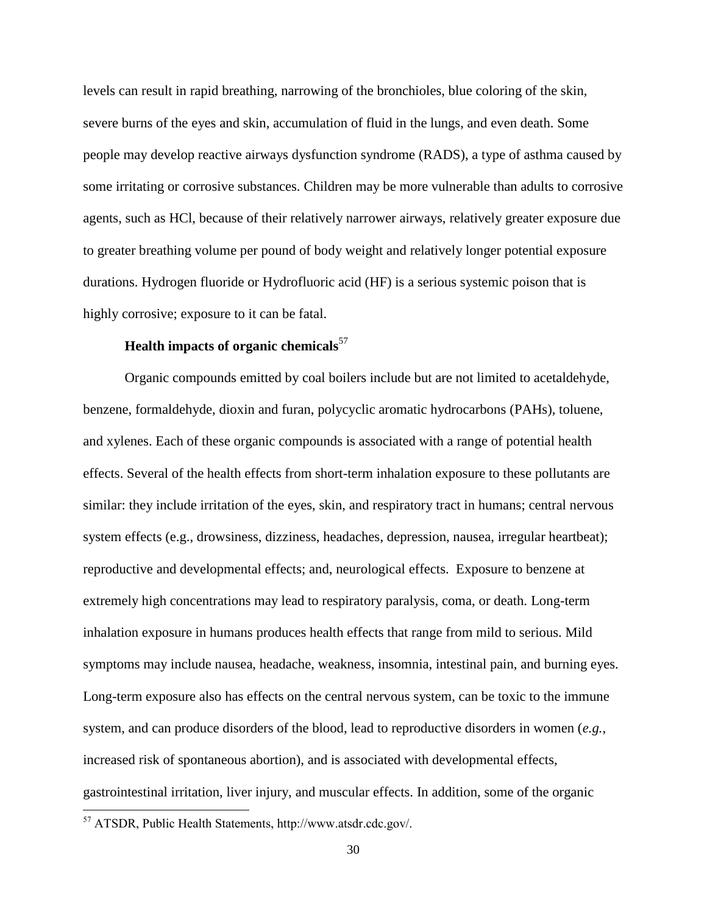levels can result in rapid breathing, narrowing of the bronchioles, blue coloring of the skin, severe burns of the eyes and skin, accumulation of fluid in the lungs, and even death. Some people may develop reactive airways dysfunction syndrome (RADS), a type of asthma caused by some irritating or corrosive substances. Children may be more vulnerable than adults to corrosive agents, such as HCl, because of their relatively narrower airways, relatively greater exposure due to greater breathing volume per pound of body weight and relatively longer potential exposure durations. Hydrogen fluoride or Hydrofluoric acid (HF) is a serious systemic poison that is highly corrosive; exposure to it can be fatal.

**Health impacts of organic chemicals**[57]

Organic compounds emitted by coal boilers include but are not limited to acetaldehyde, benzene, formaldehyde, dioxin and furan, polycyclic aromatic hydrocarbons (PAHs), toluene, and xylenes. Each of these organic compounds is associated with a range of potential health effects. Several of the health effects from short-term inhalation exposure to these pollutants are similar: they include irritation of the eyes, skin, and respiratory tract in humans; central nervous system effects (e.g., drowsiness, dizziness, headaches, depression, nausea, irregular heartbeat); reproductive and developmental effects; and, neurological effects. Exposure to benzene at extremely high concentrations may lead to respiratory paralysis, coma, or death. Long-term inhalation exposure in humans produces health effects that range from mild to serious. Mild symptoms may include nausea, headache, weakness, insomnia, intestinal pain, and burning eyes. Long-term exposure also has effects on the central nervous system, can be toxic to the immune system, and can produce disorders of the blood, lead to reproductive disorders in women (*e.g.*, increased risk of spontaneous abortion), and is associated with developmental effects, gastrointestinal irritation, liver injury, and muscular effects. In addition, some of the organic

---

[57] ATSDR, Public Health Statements, http://www.atsdr.cdc.gov/.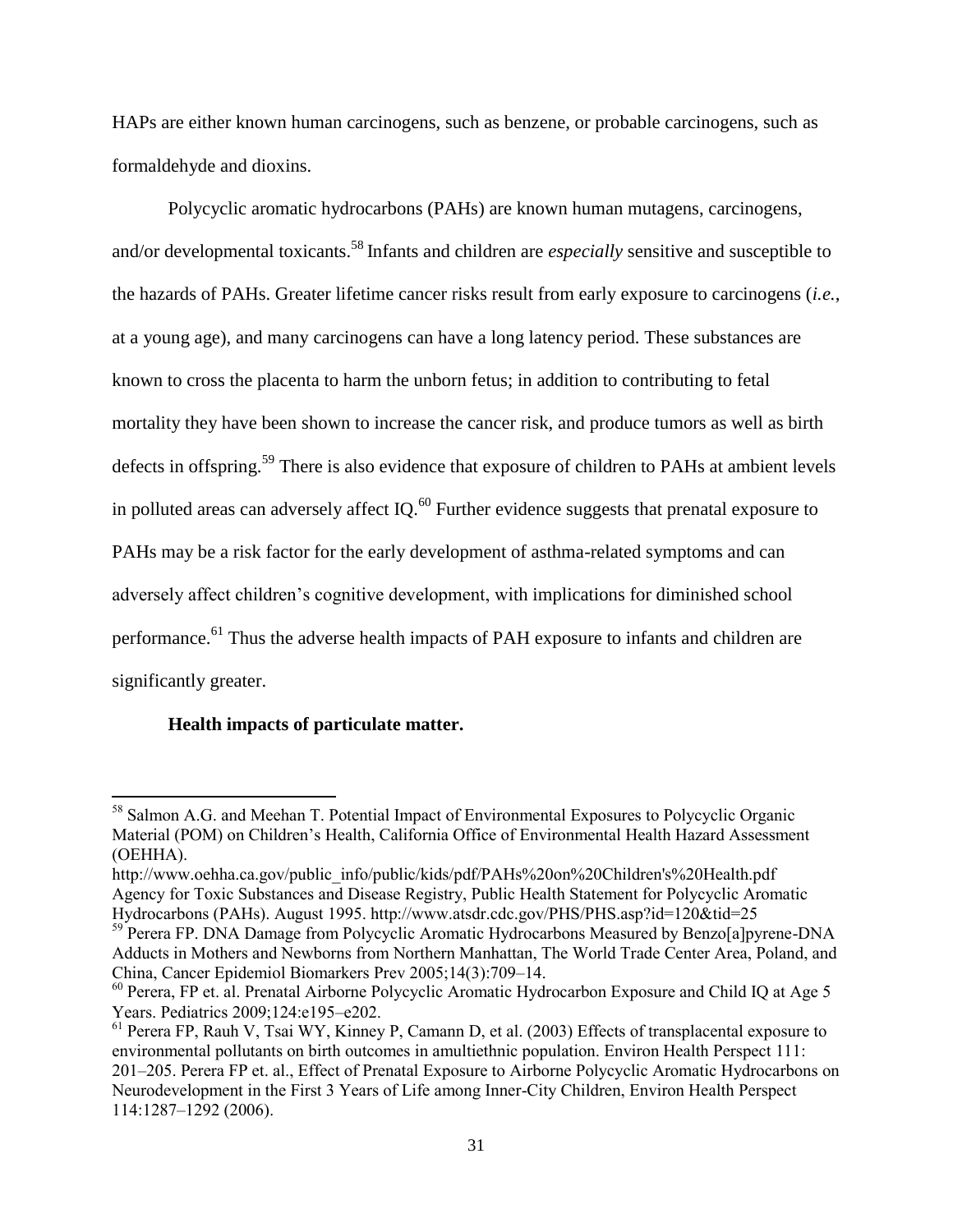HAPs are either known human carcinogens, such as benzene, or probable carcinogens, such as formaldehyde and dioxins.

Polycyclic aromatic hydrocarbons (PAHs) are known human mutagens, carcinogens, and/or developmental toxicants.[58] Infants and children are *especially* sensitive and susceptible to the hazards of PAHs. Greater lifetime cancer risks result from early exposure to carcinogens (*i.e.*, at a young age), and many carcinogens can have a long latency period. These substances are known to cross the placenta to harm the unborn fetus; in addition to contributing to fetal mortality they have been shown to increase the cancer risk, and produce tumors as well as birth defects in offspring.[59] There is also evidence that exposure of children to PAHs at ambient levels in polluted areas can adversely affect IQ.[60] Further evidence suggests that prenatal exposure to PAHs may be a risk factor for the early development of asthma-related symptoms and can adversely affect children's cognitive development, with implications for diminished school performance.[61] Thus the adverse health impacts of PAH exposure to infants and children are significantly greater.

**Health impacts of particulate matter.**

---

[58] Salmon A.G. and Meehan T. Potential Impact of Environmental Exposures to Polycyclic Organic Material (POM) on Children's Health, California Office of Environmental Health Hazard Assessment (OEHHA).
http://www.oehha.ca.gov/public_info/public/kids/pdf/PAHs%20on%20Children's%20Health.pdf
Agency for Toxic Substances and Disease Registry, Public Health Statement for Polycyclic Aromatic Hydrocarbons (PAHs). August 1995. http://www.atsdr.cdc.gov/PHS/PHS.asp?id=120&tid=25

[59] Perera FP. DNA Damage from Polycyclic Aromatic Hydrocarbons Measured by Benzo[a]pyrene-DNA Adducts in Mothers and Newborns from Northern Manhattan, The World Trade Center Area, Poland, and China, Cancer Epidemiol Biomarkers Prev 2005;14(3):709–14.

[60] Perera, FP et. al. Prenatal Airborne Polycyclic Aromatic Hydrocarbon Exposure and Child IQ at Age 5 Years. Pediatrics 2009;124:e195–e202.

[61] Perera FP, Rauh V, Tsai WY, Kinney P, Camann D, et al. (2003) Effects of transplacental exposure to environmental pollutants on birth outcomes in amultiethnic population. Environ Health Perspect 111: 201–205. Perera FP et. al., Effect of Prenatal Exposure to Airborne Polycyclic Aromatic Hydrocarbons on Neurodevelopment in the First 3 Years of Life among Inner-City Children, Environ Health Perspect 114:1287–1292 (2006).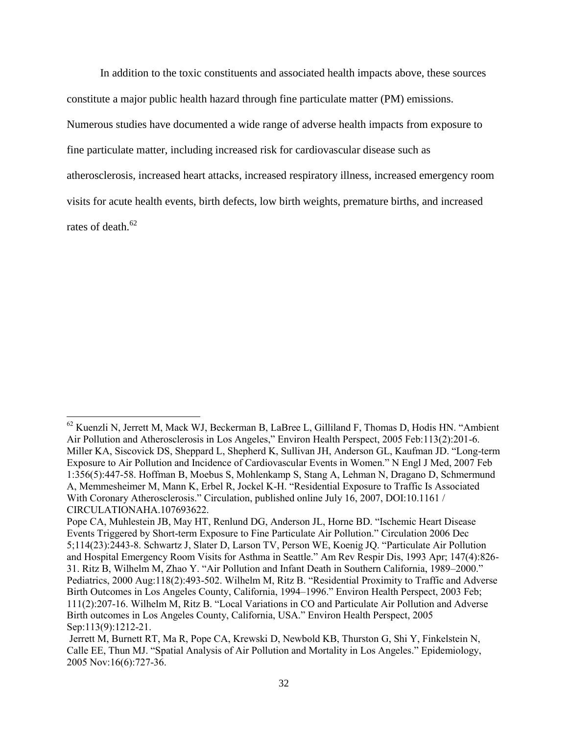In addition to the toxic constituents and associated health impacts above, these sources constitute a major public health hazard through fine particulate matter (PM) emissions. Numerous studies have documented a wide range of adverse health impacts from exposure to fine particulate matter, including increased risk for cardiovascular disease such as atherosclerosis, increased heart attacks, increased respiratory illness, increased emergency room visits for acute health events, birth defects, low birth weights, premature births, and increased rates of death.[62]

---

[62] Kuenzli N, Jerrett M, Mack WJ, Beckerman B, LaBree L, Gilliland F, Thomas D, Hodis HN. "Ambient Air Pollution and Atherosclerosis in Los Angeles," Environ Health Perspect, 2005 Feb:113(2):201-6. Miller KA, Siscovick DS, Sheppard L, Shepherd K, Sullivan JH, Anderson GL, Kaufman JD. "Long-term Exposure to Air Pollution and Incidence of Cardiovascular Events in Women." N Engl J Med, 2007 Feb 1:356(5):447-58. Hoffman B, Moebus S, Mohlenkamp S, Stang A, Lehman N, Dragano D, Schmermund A, Memmesheimer M, Mann K, Erbel R, Jockel K-H. "Residential Exposure to Traffic Is Associated With Coronary Atherosclerosis." Circulation, published online July 16, 2007, DOI:10.1161 / CIRCULATIONAHA.107693622.
Pope CA, Muhlestein JB, May HT, Renlund DG, Anderson JL, Horne BD. "Ischemic Heart Disease Events Triggered by Short-term Exposure to Fine Particulate Air Pollution." Circulation 2006 Dec 5;114(23):2443-8. Schwartz J, Slater D, Larson TV, Person WE, Koenig JQ. "Particulate Air Pollution and Hospital Emergency Room Visits for Asthma in Seattle." Am Rev Respir Dis, 1993 Apr; 147(4):826-31. Ritz B, Wilhelm M, Zhao Y. "Air Pollution and Infant Death in Southern California, 1989–2000." Pediatrics, 2000 Aug:118(2):493-502. Wilhelm M, Ritz B. "Residential Proximity to Traffic and Adverse Birth Outcomes in Los Angeles County, California, 1994–1996." Environ Health Perspect, 2003 Feb; 111(2):207-16. Wilhelm M, Ritz B. "Local Variations in CO and Particulate Air Pollution and Adverse Birth outcomes in Los Angeles County, California, USA." Environ Health Perspect, 2005 Sep:113(9):1212-21.
Jerrett M, Burnett RT, Ma R, Pope CA, Krewski D, Newbold KB, Thurston G, Shi Y, Finkelstein N, Calle EE, Thun MJ. "Spatial Analysis of Air Pollution and Mortality in Los Angeles." Epidemiology, 2005 Nov:16(6):727-36.